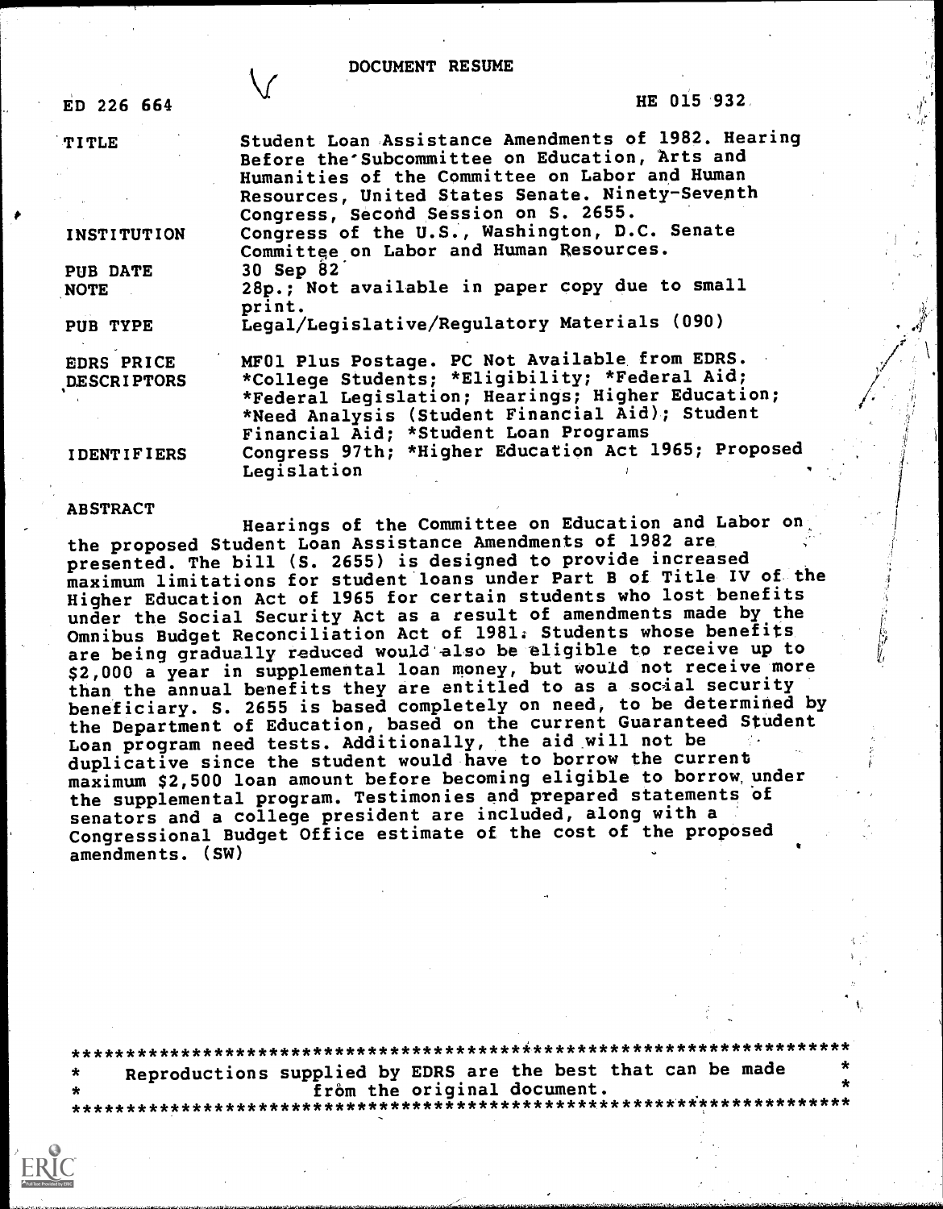# DOCUMENT RESUME

ED 226 664 HE 015 932

| | |
|---|---|
| TITLE | Student Loan Assistance Amendments of 1982. Hearing Before the Subcommittee on Education, Arts and Humanities of the Committee on Labor and Human Resources, United States Senate. Ninety-Seventh Congress, Second Session on S. 2655. |
| INSTITUTION | Congress of the U.S., Washington, D.C. Senate Committee on Labor and Human Resources. |
| PUB DATE | 30 Sep 82 |
| NOTE | 28p.; Not available in paper copy due to small print. |
| PUB TYPE | Legal/Legislative/Regulatory Materials (090) |
| EDRS PRICE | MF01 Plus Postage. PC Not Available from EDRS. |
| DESCRIPTORS | *College Students; *Eligibility; *Federal Aid; *Federal Legislation; Hearings; Higher Education; *Need Analysis (Student Financial Aid); Student Financial Aid; *Student Loan Programs |
| IDENTIFIERS | Congress 97th; *Higher Education Act 1965; Proposed Legislation |

## ABSTRACT

Hearings of the Committee on Education and Labor on the proposed Student Loan Assistance Amendments of 1982 are presented. The bill (S. 2655) is designed to provide increased maximum limitations for student loans under Part B of Title IV of the Higher Education Act of 1965 for certain students who lost benefits under the Social Security Act as a result of amendments made by the Omnibus Budget Reconciliation Act of 1981. Students whose benefits are being gradually reduced would also be eligible to receive up to $2,000 a year in supplemental loan money, but would not receive more than the annual benefits they are entitled to as a social security beneficiary. S. 2655 is based completely on need, to be determined by the Department of Education, based on the current Guaranteed Student Loan program need tests. Additionally, the aid will not be duplicative since the student would have to borrow the current maximum $2,500 loan amount before becoming eligible to borrow under the supplemental program. Testimonies and prepared statements of senators and a college president are included, along with a Congressional Budget Office estimate of the cost of the proposed amendments. (SW)

***********************************************************************
* Reproductions supplied by EDRS are the best that can be made *
* from the original document. *
***********************************************************************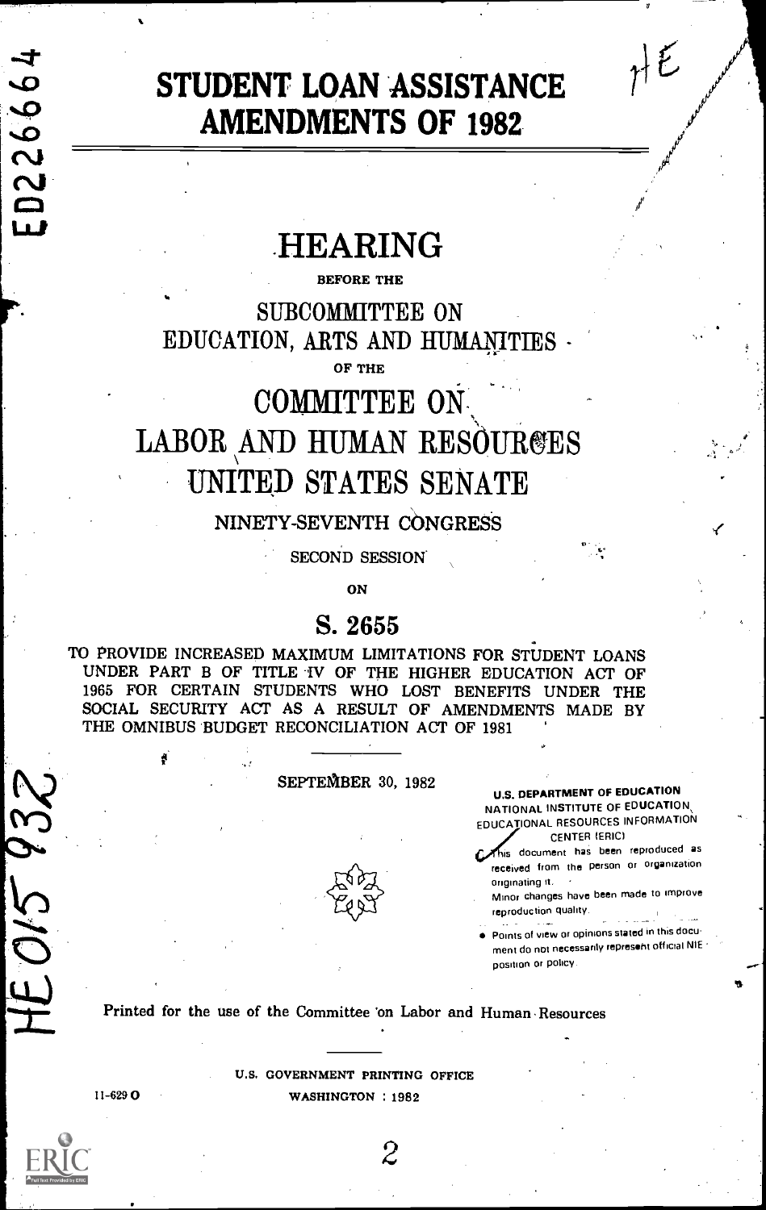# STUDENT LOAN ASSISTANCE AMENDMENTS OF 1982

## HEARING

BEFORE THE

SUBCOMMITTEE ON EDUCATION, ARTS AND HUMANITIES

OF THE

COMMITTEE ON LABOR AND HUMAN RESOURCES UNITED STATES SENATE

NINETY-SEVENTH CONGRESS

SECOND SESSION

ON

## S. 2655

TO PROVIDE INCREASED MAXIMUM LIMITATIONS FOR STUDENT LOANS UNDER PART B OF TITLE IV OF THE HIGHER EDUCATION ACT OF 1965 FOR CERTAIN STUDENTS WHO LOST BENEFITS UNDER THE SOCIAL SECURITY ACT AS A RESULT OF AMENDMENTS MADE BY THE OMNIBUS BUDGET RECONCILIATION ACT OF 1981

SEPTEMBER 30, 1982

U.S. DEPARTMENT OF EDUCATION
NATIONAL INSTITUTE OF EDUCATION
EDUCATIONAL RESOURCES INFORMATION CENTER (ERIC)

- This document has been reproduced as received from the person or organization originating it.
- Minor changes have been made to improve reproduction quality.
- Points of view or opinions stated in this document do not necessarily represent official NIE position or policy.

Printed for the use of the Committee on Labor and Human Resources

U.S. GOVERNMENT PRINTING OFFICE
WASHINGTON : 1982

11-629 O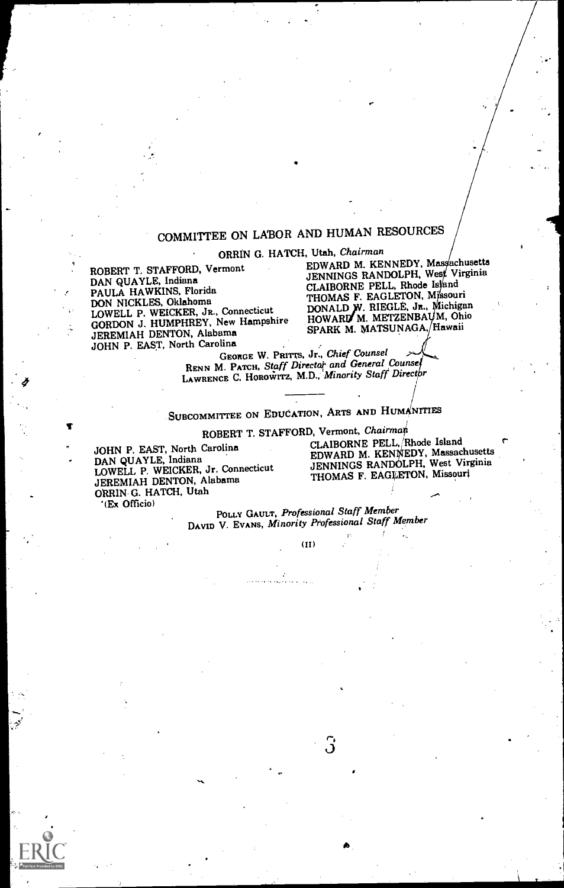## COMMITTEE ON LABOR AND HUMAN RESOURCES

ORRIN G. HATCH, Utah, *Chairman*

ROBERT T. STAFFORD, Vermont
DAN QUAYLE, Indiana
PAULA HAWKINS, Florida
DON NICKLES, Oklahoma
LOWELL P. WEICKER, JR., Connecticut
GORDON J. HUMPHREY, New Hampshire
JEREMIAH DENTON, Alabama
JOHN P. EAST, North Carolina

EDWARD M. KENNEDY, Massachusetts
JENNINGS RANDOLPH, West Virginia
CLAIBORNE PELL, Rhode Island
THOMAS F. EAGLETON, Missouri
DONALD W. RIEGLE, JR., Michigan
HOWARD M. METZENBAUM, Ohio
SPARK M. MATSUNAGA, Hawaii

GEORGE W. PRITTS, Jr., *Chief Counsel*
RENN M. PATCH, *Staff Director and General Counsel*
LAWRENCE C. HOROWITZ, M.D., *Minority Staff Director*

---

## SUBCOMMITTEE ON EDUCATION, ARTS AND HUMANITIES

ROBERT T. STAFFORD, Vermont, *Chairman*

JOHN P. EAST, North Carolina
DAN QUAYLE, Indiana
LOWELL P. WEICKER, Jr. Connecticut
JEREMIAH DENTON, Alabama
ORRIN G. HATCH, Utah
(Ex Officio)

CLAIBORNE PELL, Rhode Island
EDWARD M. KENNEDY, Massachusetts
JENNINGS RANDOLPH, West Virginia
THOMAS F. EAGLETON, Missouri

POLLY GAULT, *Professional Staff Member*
DAVID V. EVANS, *Minority Professional Staff Member*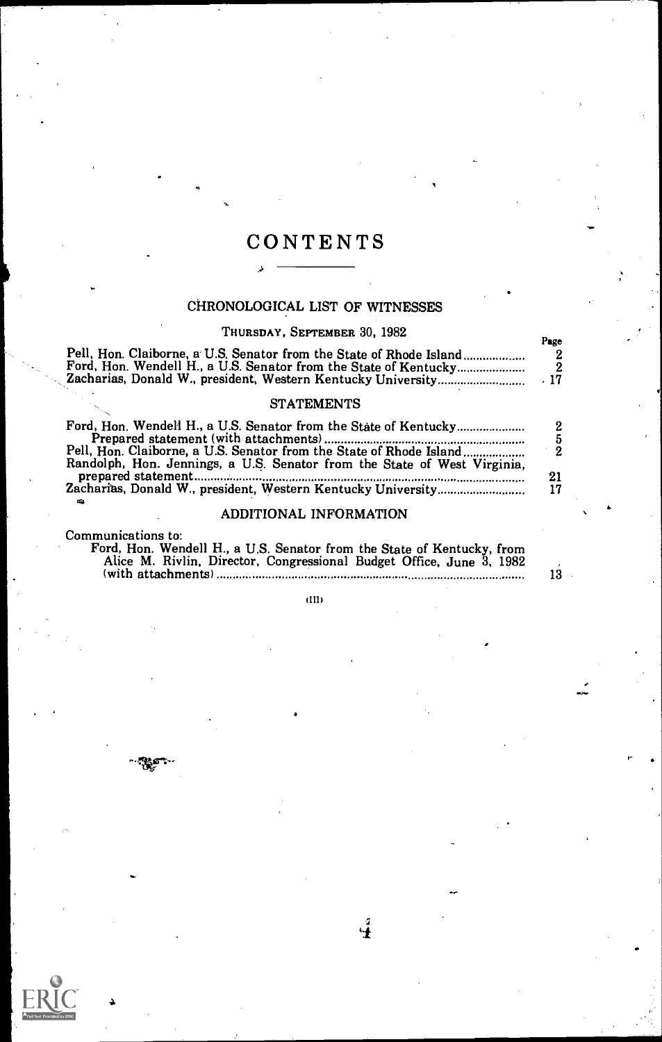# CONTENTS

## CHRONOLOGICAL LIST OF WITNESSES

THURSDAY, SEPTEMBER 30, 1982

| | Page |
|---|---|
| Pell, Hon. Claiborne, a U.S. Senator from the State of Rhode Island | 2 |
| Ford, Hon. Wendell H., a U.S. Senator from the State of Kentucky | 2 |
| Zacharias, Donald W., president, Western Kentucky University | 17 |

## STATEMENTS

| | |
|---|---|
| Ford, Hon. Wendell H., a U.S. Senator from the State of Kentucky | 2 |
| Prepared statement (with attachments) | 5 |
| Pell, Hon. Claiborne, a U.S. Senator from the State of Rhode Island | 2 |
| Randolph, Hon. Jennings, a U.S. Senator from the State of West Virginia, prepared statement | 21 |
| Zacharias, Donald W., president, Western Kentucky University | 17 |

## ADDITIONAL INFORMATION

Communications to:

| | |
|---|---|
| Ford, Hon. Wendell H., a U.S. Senator from the State of Kentucky, from Alice M. Rivlin, Director, Congressional Budget Office, June 3, 1982 (with attachments) | 13 |

(III)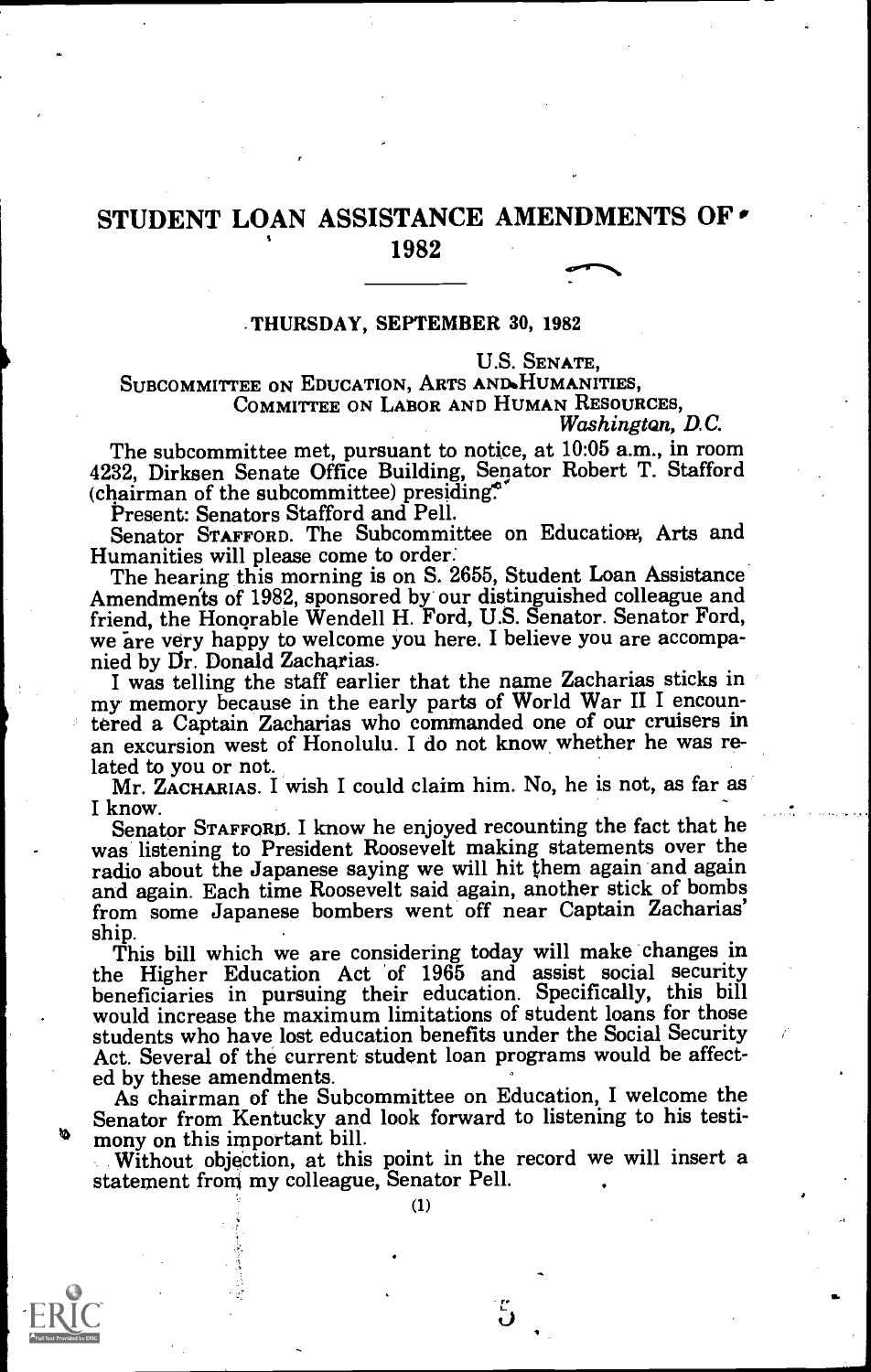# STUDENT LOAN ASSISTANCE AMENDMENTS OF 1982

THURSDAY, SEPTEMBER 30, 1982

U.S. SENATE,
SUBCOMMITTEE ON EDUCATION, ARTS AND HUMANITIES,
COMMITTEE ON LABOR AND HUMAN RESOURCES,
*Washington, D.C.*

The subcommittee met, pursuant to notice, at 10:05 a.m., in room 4232, Dirksen Senate Office Building, Senator Robert T. Stafford (chairman of the subcommittee) presiding.

Present: Senators Stafford and Pell.

Senator STAFFORD. The Subcommittee on Education, Arts and Humanities will please come to order.

The hearing this morning is on S. 2655, Student Loan Assistance Amendments of 1982, sponsored by our distinguished colleague and friend, the Honorable Wendell H. Ford, U.S. Senator. Senator Ford, we are very happy to welcome you here. I believe you are accompanied by Dr. Donald Zacharias.

I was telling the staff earlier that the name Zacharias sticks in my memory because in the early parts of World War II I encountered a Captain Zacharias who commanded one of our cruisers in an excursion west of Honolulu. I do not know whether he was related to you or not.

Mr. ZACHARIAS. I wish I could claim him. No, he is not, as far as I know.

Senator STAFFORD. I know he enjoyed recounting the fact that he was listening to President Roosevelt making statements over the radio about the Japanese saying we will hit them again and again and again. Each time Roosevelt said again, another stick of bombs from some Japanese bombers went off near Captain Zacharias' ship.

This bill which we are considering today will make changes in the Higher Education Act of 1965 and assist social security beneficiaries in pursuing their education. Specifically, this bill would increase the maximum limitations of student loans for those students who have lost education benefits under the Social Security Act. Several of the current student loan programs would be affected by these amendments.

As chairman of the Subcommittee on Education, I welcome the Senator from Kentucky and look forward to listening to his testimony on this important bill.

Without objection, at this point in the record we will insert a statement from my colleague, Senator Pell.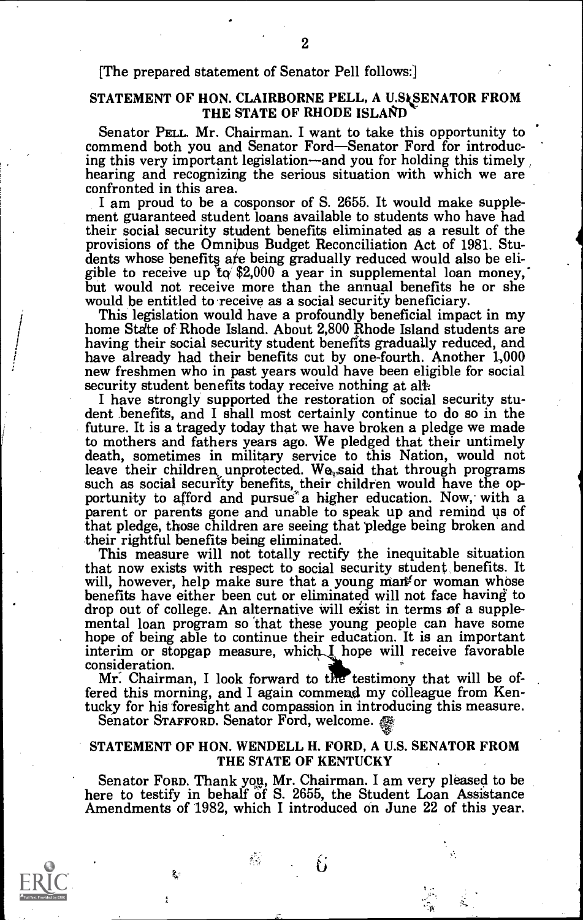[The prepared statement of Senator Pell follows:]

## STATEMENT OF HON. CLAIRBORNE PELL, A U.S. SENATOR FROM THE STATE OF RHODE ISLAND

Senator PELL. Mr. Chairman. I want to take this opportunity to commend both you and Senator Ford—Senator Ford for introducing this very important legislation—and you for holding this timely hearing and recognizing the serious situation with which we are confronted in this area.

I am proud to be a cosponsor of S. 2655. It would make supplement guaranteed student loans available to students who have had their social security student benefits eliminated as a result of the provisions of the Omnibus Budget Reconciliation Act of 1981. Students whose benefits are being gradually reduced would also be eligible to receive up to $2,000 a year in supplemental loan money, but would not receive more than the annual benefits he or she would be entitled to receive as a social security beneficiary.

This legislation would have a profoundly beneficial impact in my home State of Rhode Island. About 2,800 Rhode Island students are having their social security student benefits gradually reduced, and have already had their benefits cut by one-fourth. Another 1,000 new freshmen who in past years would have been eligible for social security student benefits today receive nothing at all.

I have strongly supported the restoration of social security student benefits, and I shall most certainly continue to do so in the future. It is a tragedy today that we have broken a pledge we made to mothers and fathers years ago. We pledged that their untimely death, sometimes in military service to this Nation, would not leave their children unprotected. We said that through programs such as social security benefits, their children would have the opportunity to afford and pursue a higher education. Now, with a parent or parents gone and unable to speak up and remind us of that pledge, those children are seeing that pledge being broken and their rightful benefits being eliminated.

This measure will not totally rectify the inequitable situation that now exists with respect to social security student benefits. It will, however, help make sure that a young man or woman whose benefits have either been cut or eliminated will not face having to drop out of college. An alternative will exist in terms of a supplemental loan program so that these young people can have some hope of being able to continue their education. It is an important interim or stopgap measure, which I hope will receive favorable consideration.

Mr. Chairman, I look forward to the testimony that will be offered this morning, and I again commend my colleague from Kentucky for his foresight and compassion in introducing this measure.

Senator STAFFORD. Senator Ford, welcome.

## STATEMENT OF HON. WENDELL H. FORD, A U.S. SENATOR FROM THE STATE OF KENTUCKY

Senator FORD. Thank you, Mr. Chairman. I am very pleased to be here to testify in behalf of S. 2655, the Student Loan Assistance Amendments of 1982, which I introduced on June 22 of this year.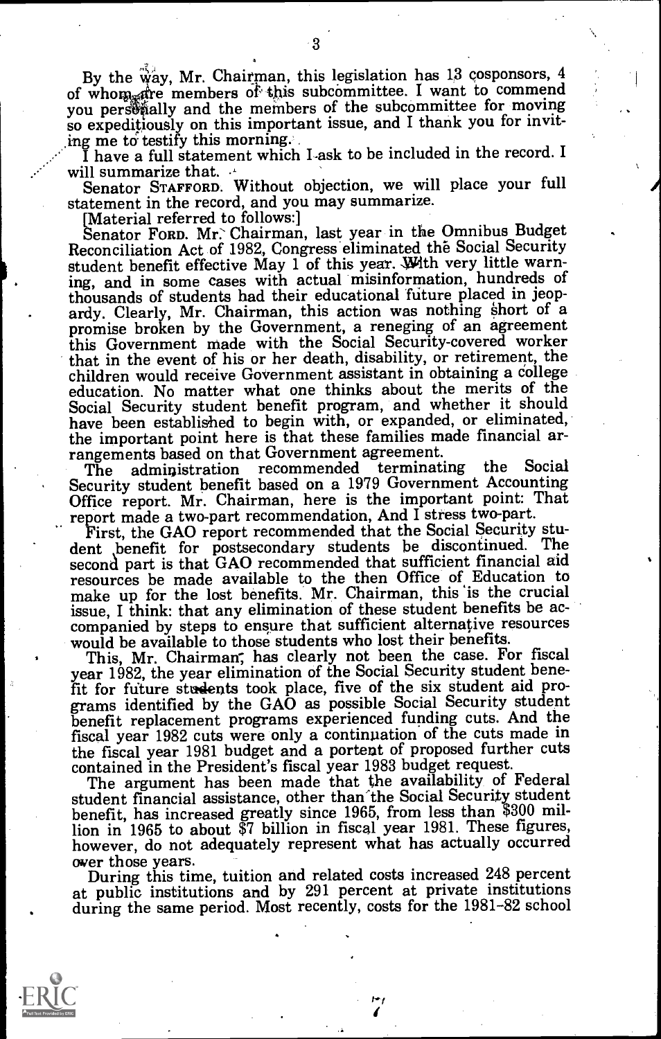By the way, Mr. Chairman, this legislation has 13 cosponsors, 4 of whom are members of this subcommittee. I want to commend you personally and the members of the subcommittee for moving so expeditiously on this important issue, and I thank you for inviting me to testify this morning.

I have a full statement which I ask to be included in the record. I will summarize that.

Senator STAFFORD. Without objection, we will place your full statement in the record, and you may summarize.

[Material referred to follows:]

Senator FORD. Mr. Chairman, last year in the Omnibus Budget Reconciliation Act of 1982, Congress eliminated the Social Security student benefit effective May 1 of this year. With very little warning, and in some cases with actual misinformation, hundreds of thousands of students had their educational future placed in jeopardy. Clearly, Mr. Chairman, this action was nothing short of a promise broken by the Government, a reneging of an agreement this Government made with the Social Security-covered worker that in the event of his or her death, disability, or retirement, the children would receive Government assistant in obtaining a college education. No matter what one thinks about the merits of the Social Security student benefit program, and whether it should have been established to begin with, or expanded, or eliminated, the important point here is that these families made financial arrangements based on that Government agreement.

The administration recommended terminating the Social Security student benefit based on a 1979 Government Accounting Office report. Mr. Chairman, here is the important point: That report made a two-part recommendation, And I stress two-part.

First, the GAO report recommended that the Social Security student benefit for postsecondary students be discontinued. The second part is that GAO recommended that sufficient financial aid resources be made available to the then Office of Education to make up for the lost benefits. Mr. Chairman, this is the crucial issue, I think: that any elimination of these student benefits be accompanied by steps to ensure that sufficient alternative resources would be available to those students who lost their benefits.

This, Mr. Chairman, has clearly not been the case. For fiscal year 1982, the year elimination of the Social Security student benefit for future students took place, five of the six student aid programs identified by the GAO as possible Social Security student benefit replacement programs experienced funding cuts. And the fiscal year 1982 cuts were only a continuation of the cuts made in the fiscal year 1981 budget and a portent of proposed further cuts contained in the President's fiscal year 1983 budget request.

The argument has been made that the availability of Federal student financial assistance, other than the Social Security student benefit, has increased greatly since 1965, from less than $300 million in 1965 to about $7 billion in fiscal year 1981. These figures, however, do not adequately represent what has actually occurred over those years.

During this time, tuition and related costs increased 248 percent at public institutions and by 291 percent at private institutions during the same period. Most recently, costs for the 1981-82 school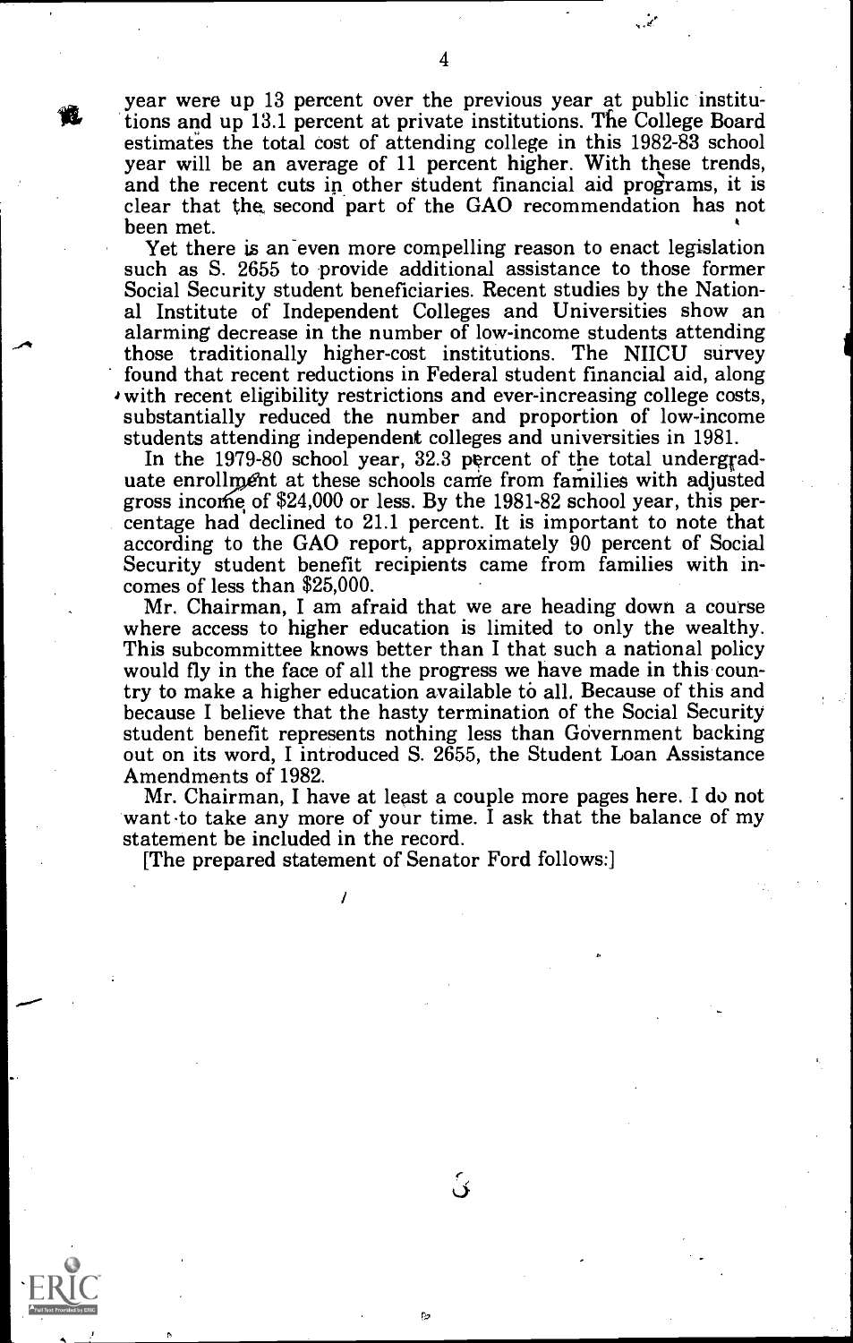year were up 13 percent over the previous year at public institutions and up 13.1 percent at private institutions. The College Board estimates the total cost of attending college in this 1982-83 school year will be an average of 11 percent higher. With these trends, and the recent cuts in other student financial aid programs, it is clear that the second part of the GAO recommendation has not been met.

Yet there is an even more compelling reason to enact legislation such as S. 2655 to provide additional assistance to those former Social Security student beneficiaries. Recent studies by the National Institute of Independent Colleges and Universities show an alarming decrease in the number of low-income students attending those traditionally higher-cost institutions. The NIICU survey found that recent reductions in Federal student financial aid, along with recent eligibility restrictions and ever-increasing college costs, substantially reduced the number and proportion of low-income students attending independent colleges and universities in 1981.

In the 1979-80 school year, 32.3 percent of the total undergraduate enrollment at these schools came from families with adjusted gross income of $24,000 or less. By the 1981-82 school year, this percentage had declined to 21.1 percent. It is important to note that according to the GAO report, approximately 90 percent of Social Security student benefit recipients came from families with incomes of less than $25,000.

Mr. Chairman, I am afraid that we are heading down a course where access to higher education is limited to only the wealthy. This subcommittee knows better than I that such a national policy would fly in the face of all the progress we have made in this country to make a higher education available to all. Because of this and because I believe that the hasty termination of the Social Security student benefit represents nothing less than Government backing out on its word, I introduced S. 2655, the Student Loan Assistance Amendments of 1982.

Mr. Chairman, I have at least a couple more pages here. I do not want to take any more of your time. I ask that the balance of my statement be included in the record.

[The prepared statement of Senator Ford follows:]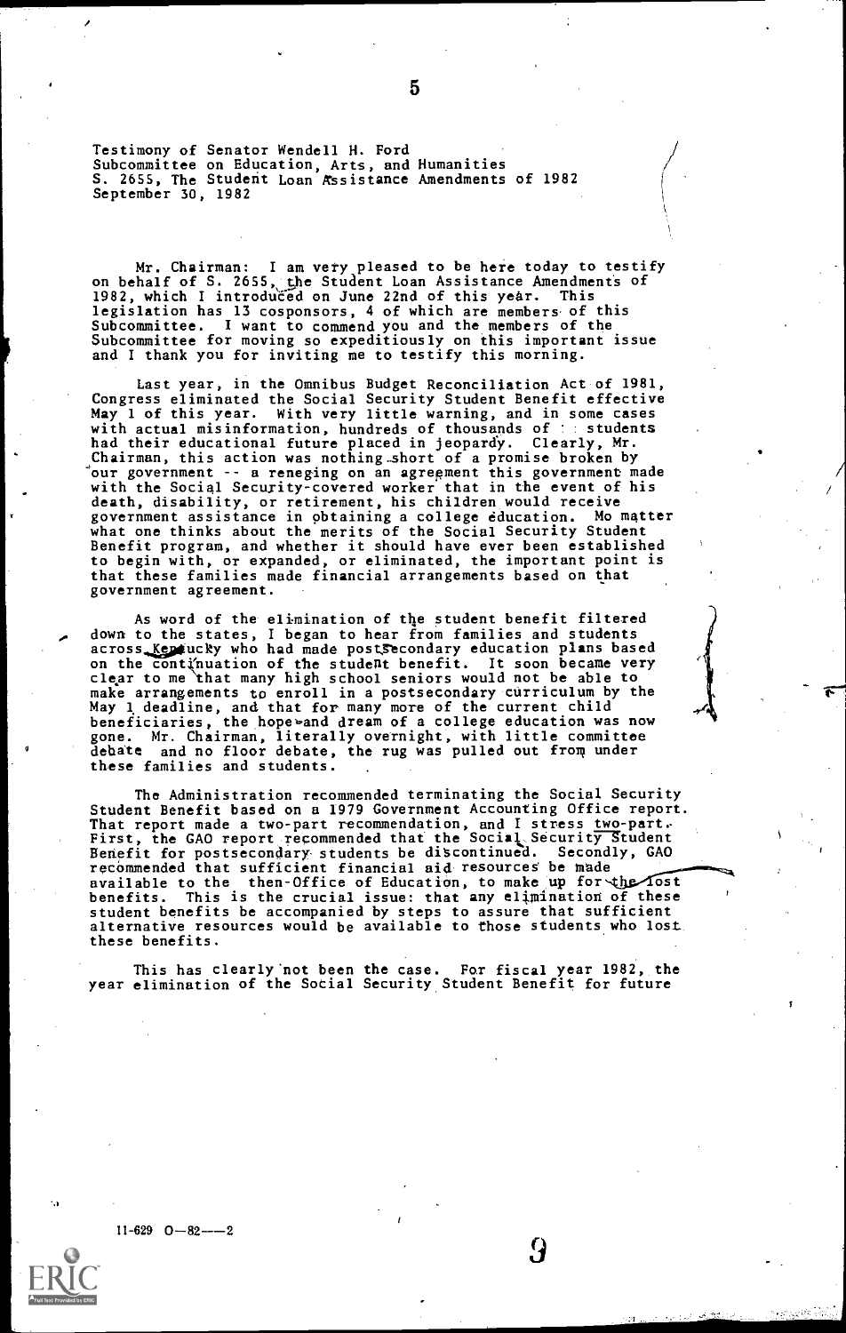Testimony of Senator Wendell H. Ford
Subcommittee on Education, Arts, and Humanities
S. 2655, The Student Loan Assistance Amendments of 1982
September 30, 1982

Mr. Chairman: I am very pleased to be here today to testify on behalf of S. 2655, the Student Loan Assistance Amendments of 1982, which I introduced on June 22nd of this year. This legislation has 13 cosponsors, 4 of which are members of this Subcommittee. I want to commend you and the members of the Subcommittee for moving so expeditiously on this important issue and I thank you for inviting me to testify this morning.

Last year, in the Omnibus Budget Reconciliation Act of 1981, Congress eliminated the Social Security Student Benefit effective May 1 of this year. With very little warning, and in some cases with actual misinformation, hundreds of thousands of students had their educational future placed in jeopardy. Clearly, Mr. Chairman, this action was nothing short of a promise broken by our government -- a reneging on an agreement this government made with the Social Security-covered worker that in the event of his death, disability, or retirement, his children would receive government assistance in obtaining a college education. No matter what one thinks about the merits of the Social Security Student Benefit program, and whether it should have ever been established to begin with, or expanded, or eliminated, the important point is that these families made financial arrangements based on that government agreement.

As word of the elimination of the student benefit filtered down to the states, I began to hear from families and students across Kentucky who had made postsecondary education plans based on the continuation of the student benefit. It soon became very clear to me that many high school seniors would not be able to make arrangements to enroll in a postsecondary curriculum by the May 1 deadline, and that for many more of the current child beneficiaries, the hope and dream of a college education was now gone. Mr. Chairman, literally overnight, with little committee debate and no floor debate, the rug was pulled out from under these families and students.

The Administration recommended terminating the Social Security Student Benefit based on a 1979 Government Accounting Office report. That report made a two-part recommendation, and I stress two-part. First, the GAO report recommended that the Social Security Student Benefit for postsecondary students be discontinued. Secondly, GAO recommended that sufficient financial aid resources be made available to the then-Office of Education, to make up for the lost benefits. This is the crucial issue: that any elimination of these student benefits be accompanied by steps to assure that sufficient alternative resources would be available to those students who lost these benefits.

This has clearly not been the case. For fiscal year 1982, the year elimination of the Social Security Student Benefit for future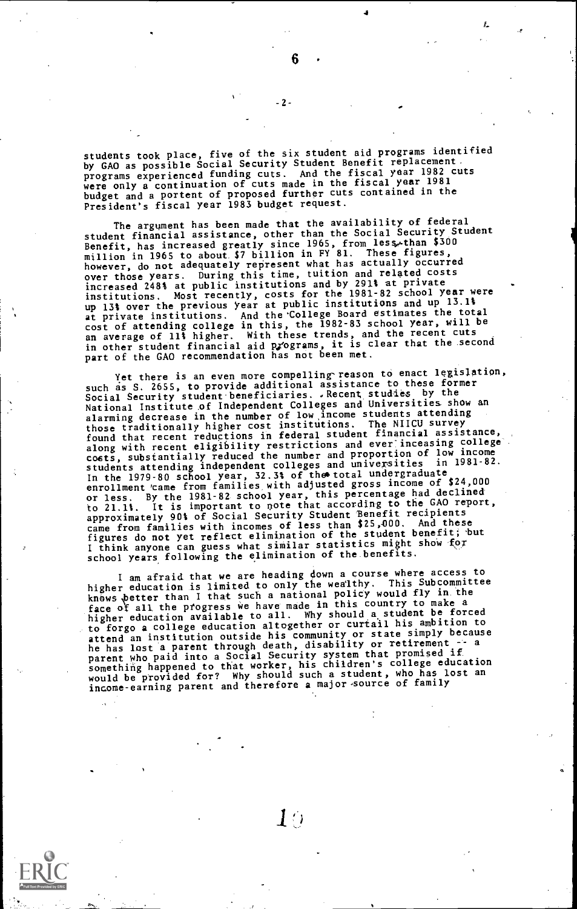students took place, five of the six student aid programs identified by GAO as possible Social Security Student Benefit replacement programs experienced funding cuts. And the fiscal year 1982 cuts were only a continuation of cuts made in the fiscal year 1981 budget and a portent of proposed further cuts contained in the President's fiscal year 1983 budget request.

The argument has been made that the availability of federal student financial assistance, other than the Social Security Student Benefit, has increased greatly since 1965, from less than $300 million in 1965 to about $7 billion in FY 81. These figures, however, do not adequately represent what has actually occurred over those years. During this time, tuition and related costs increased 248% at public institutions and by 291% at private institutions. Most recently, costs for the 1981-82 school year were up 13% over the previous year at public institutions and up 13.1% at private institutions. And the College Board estimates the total cost of attending college in this, the 1982-83 school year, will be an average of 11% higher. With these trends, and the recent cuts in other student financial aid programs, it is clear that the second part of the GAO recommendation has not been met.

Yet there is an even more compelling reason to enact legislation, such as S. 2655, to provide additional assistance to these former Social Security student beneficiaries. Recent studies by the National Institute of Independent Colleges and Universities show an alarming decrease in the number of low income students attending those traditionally higher cost institutions. The NIICU survey found that recent reductions in federal student financial assistance, along with recent eligibility restrictions and ever inceasing college costs, substantially reduced the number and proportion of low income students attending independent colleges and universities in 1981-82. In the 1979-80 school year, 32.3% of the total undergraduate enrollment came from families with adjusted gross income of $24,000 or less. By the 1981-82 school year, this percentage had declined to 21.1%. It is important to note that according to the GAO report, approximately 90% of Social Security Student Benefit recipients came from families with incomes of less than $25,000. And these figures do not yet reflect elimination of the student benefit; but I think anyone can guess what similar statistics might show for school years following the elimination of the benefits.

I am afraid that we are heading down a course where access to higher education is limited to only the wealthy. This Subcommittee knows better than I that such a national policy would fly in the face of all the progress we have made in this country to make a higher education available to all. Why should a student be forced to forgo a college education altogether or curtail his ambition to attend an institution outside his community or state simply because he has lost a parent through death, disability or retirement -- a parent who paid into a Social Security system that promised if something happened to that worker, his children's college education would be provided for? Why should such a student, who has lost an income-earning parent and therefore a major source of family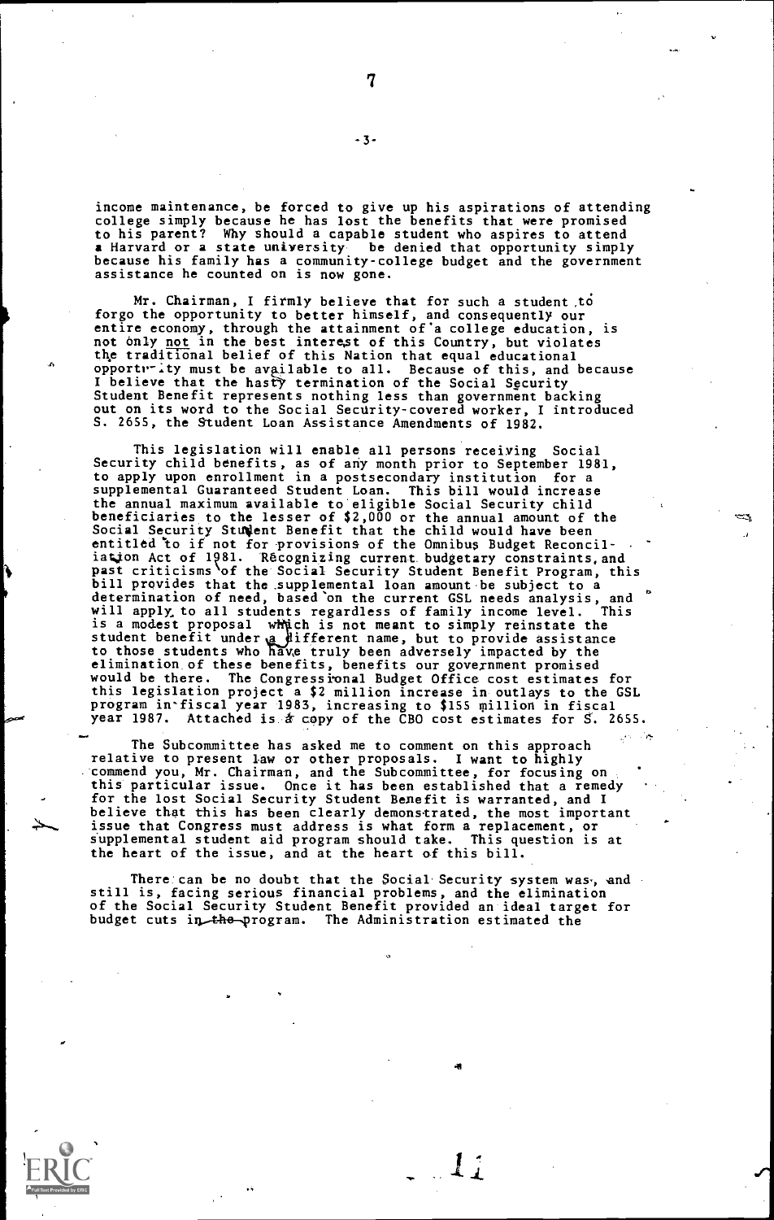income maintenance, be forced to give up his aspirations of attending college simply because he has lost the benefits that were promised to his parent? Why should a capable student who aspires to attend a Harvard or a state university be denied that opportunity simply because his family has a community-college budget and the government assistance he counted on is now gone.

Mr. Chairman, I firmly believe that for such a student to forgo the opportunity to better himself, and consequently our entire economy, through the attainment of a college education, is not only not in the best interest of this Country, but violates the traditional belief of this Nation that equal educational opportunity must be available to all. Because of this, and because I believe that the hasty termination of the Social Security Student Benefit represents nothing less than government backing out on its word to the Social Security-covered worker, I introduced S. 2655, the Student Loan Assistance Amendments of 1982.

This legislation will enable all persons receiving Social Security child benefits, as of any month prior to September 1981, to apply upon enrollment in a postsecondary institution for a supplemental Guaranteed Student Loan. This bill would increase the annual maximum available to eligible Social Security child beneficiaries to the lesser of $2,000 or the annual amount of the Social Security Student Benefit that the child would have been entitled to if not for provisions of the Omnibus Budget Reconciliation Act of 1981. Recognizing current budgetary constraints, and past criticisms of the Social Security Student Benefit Program, this bill provides that the supplemental loan amount be subject to a determination of need, based on the current GSL needs analysis, and will apply to all students regardless of family income level. This is a modest proposal which is not meant to simply reinstate the student benefit under a different name, but to provide assistance to those students who have truly been adversely impacted by the elimination of these benefits, benefits our government promised would be there. The Congressional Budget Office cost estimates for this legislation project a $2 million increase in outlays to the GSL program in fiscal year 1983, increasing to $155 million in fiscal year 1987. Attached is a copy of the CBO cost estimates for S. 2655.

The Subcommittee has asked me to comment on this approach relative to present law or other proposals. I want to highly commend you, Mr. Chairman, and the Subcommittee, for focusing on this particular issue. Once it has been established that a remedy for the lost Social Security Student Benefit is warranted, and I believe that this has been clearly demonstrated, the most important issue that Congress must address is what form a replacement, or supplemental student aid program should take. This question is at the heart of the issue, and at the heart of this bill.

There can be no doubt that the Social Security system was, and still is, facing serious financial problems, and the elimination of the Social Security Student Benefit provided an ideal target for budget cuts in the program. The Administration estimated the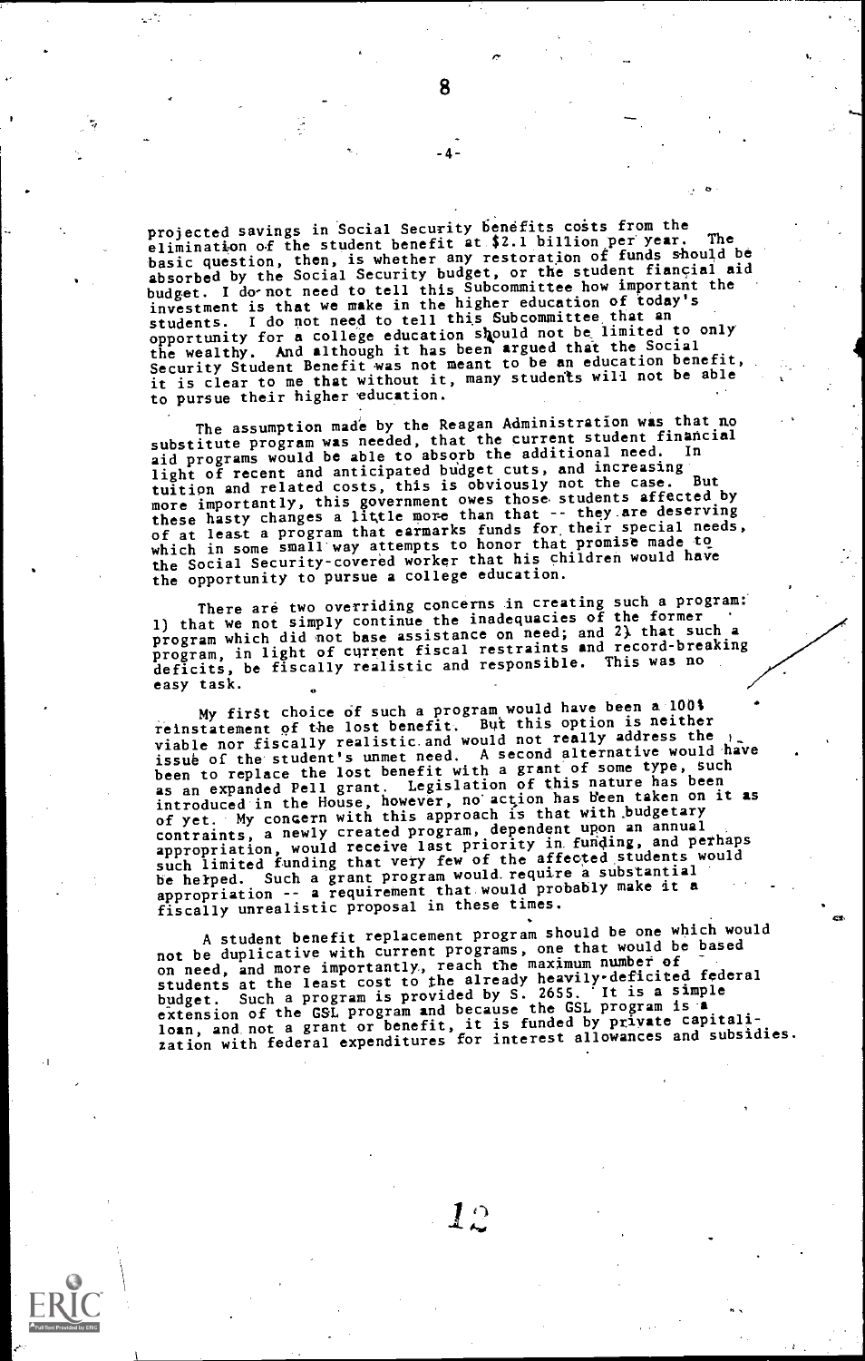projected savings in Social Security benefits costs from the elimination of the student benefit at $2.1 billion per year. The basic question, then, is whether any restoration of funds should be absorbed by the Social Security budget, or the student fiancial aid budget. I do not need to tell this Subcommittee how important the investment is that we make in the higher education of today's students. I do not need to tell this Subcommittee that an opportunity for a college education should not be limited to only the wealthy. And although it has been argued that the Social Security Student Benefit was not meant to be an education benefit, it is clear to me that without it, many students will not be able to pursue their higher education.

The assumption made by the Reagan Administration was that no substitute program was needed, that the current student financial aid programs would be able to absorb the additional need. In light of recent and anticipated budget cuts, and increasing tuition and related costs, this is obviously not the case. But more importantly, this government owes those students affected by these hasty changes a little more than that -- they are deserving of at least a program that earmarks funds for their special needs, which in some small way attempts to honor that promise made to the Social Security-covered worker that his children would have the opportunity to pursue a college education.

There are two overriding concerns in creating such a program: 1) that we not simply continue the inadequacies of the former program which did not base assistance on need; and 2) that such a program, in light of current fiscal restraints and record-breaking deficits, be fiscally realistic and responsible. This was no easy task.

My first choice of such a program would have been a 100% reinstatement of the lost benefit. But this option is neither viable nor fiscally realistic and would not really address the issue of the student's unmet need. A second alternative would have been to replace the lost benefit with a grant of some type, such as an expanded Pell grant. Legislation of this nature has been introduced in the House, however, no action has been taken on it as of yet. My concern with this approach is that with budgetary contraints, a newly created program, dependent upon an annual appropriation, would receive last priority in funding, and perhaps such limited funding that very few of the affected students would be helped. Such a grant program would require a substantial appropriation -- a requirement that would probably make it a fiscally unrealistic proposal in these times.

A student benefit replacement program should be one which would not be duplicative with current programs, one that would be based on need, and more importantly, reach the maximum number of students at the least cost to the already heavily-deficited federal budget. Such a program is provided by S. 2655. It is a simple extension of the GSL program and because the GSL program is a loan, and not a grant or benefit, it is funded by private capitalization with federal expenditures for interest allowances and subsidies.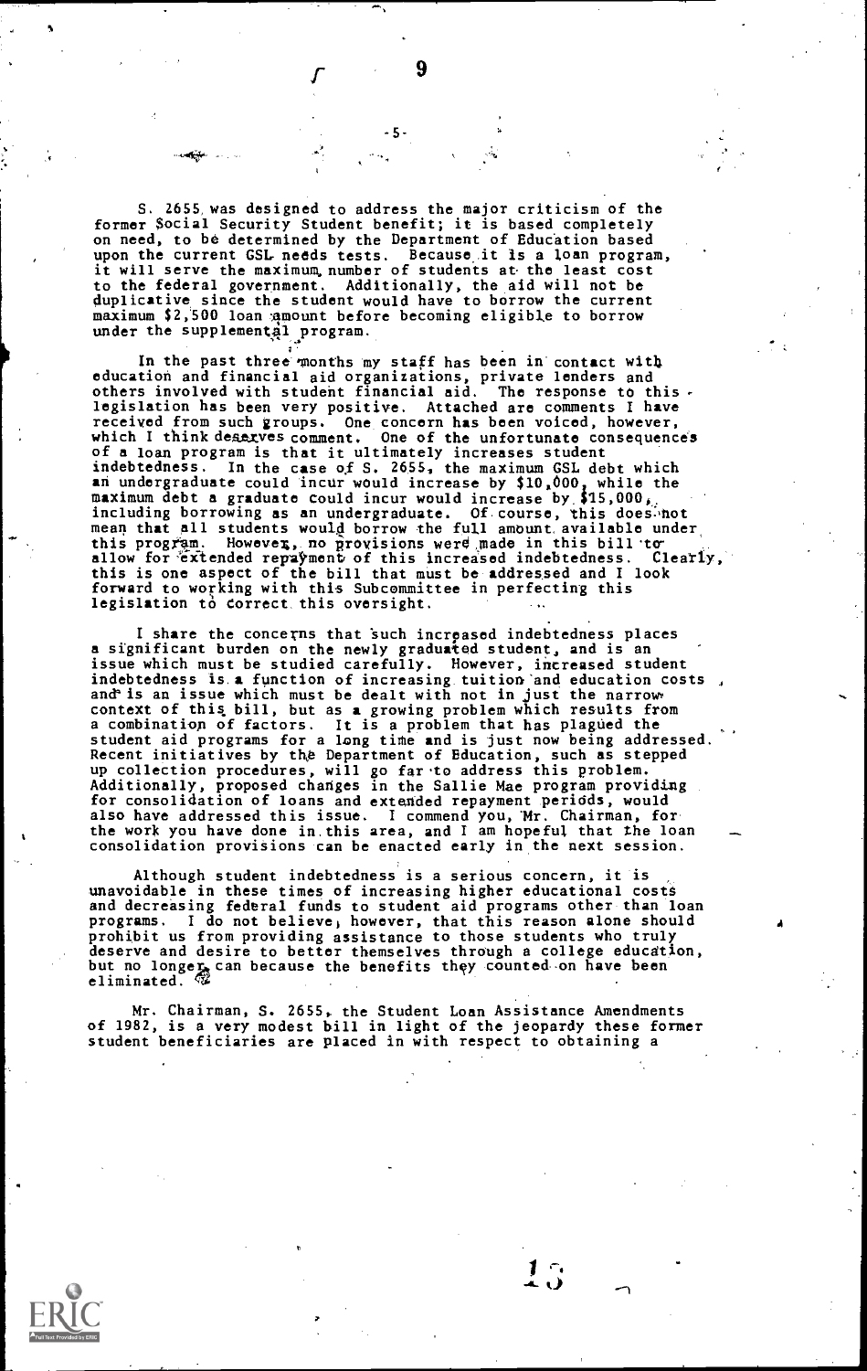S. 2655 was designed to address the major criticism of the former Social Security Student benefit; it is based completely on need, to be determined by the Department of Education based upon the current GSL needs tests. Because it is a loan program, it will serve the maximum number of students at the least cost to the federal government. Additionally, the aid will not be duplicative since the student would have to borrow the current maximum $2,500 loan amount before becoming eligible to borrow under the supplemental program.

In the past three months my staff has been in contact with education and financial aid organizations, private lenders and others involved with student financial aid. The response to this legislation has been very positive. Attached are comments I have received from such groups. One concern has been voiced, however, which I think deserves comment. One of the unfortunate consequences of a loan program is that it ultimately increases student indebtedness. In the case of S. 2655, the maximum GSL debt which an undergraduate could incur would increase by $10,000, while the maximum debt a graduate could incur would increase by $15,000, including borrowing as an undergraduate. Of course, this does not mean that all students would borrow the full amount available under this program. However, no provisions were made in this bill to allow for extended repayment of this increased indebtedness. Clearly, this is one aspect of the bill that must be addressed and I look forward to working with this Subcommittee in perfecting this legislation to correct this oversight.

I share the concerns that such increased indebtedness places a significant burden on the newly graduated student, and is an issue which must be studied carefully. However, increased student indebtedness is a function of increasing tuition and education costs, and is an issue which must be dealt with not in just the narrow context of this bill, but as a growing problem which results from a combination of factors. It is a problem that has plagued the student aid programs for a long time and is just now being addressed. Recent initiatives by the Department of Education, such as stepped up collection procedures, will go far to address this problem. Additionally, proposed changes in the Sallie Mae program providing for consolidation of loans and extended repayment periods, would also have addressed this issue. I commend you, Mr. Chairman, for the work you have done in this area, and I am hopeful that the loan consolidation provisions can be enacted early in the next session.

Although student indebtedness is a serious concern, it is unavoidable in these times of increasing higher educational costs and decreasing federal funds to student aid programs other than loan programs. I do not believe, however, that this reason alone should prohibit us from providing assistance to those students who truly deserve and desire to better themselves through a college education, but no longer can because the benefits they counted on have been eliminated.

Mr. Chairman, S. 2655, the Student Loan Assistance Amendments of 1982, is a very modest bill in light of the jeopardy these former student beneficiaries are placed in with respect to obtaining a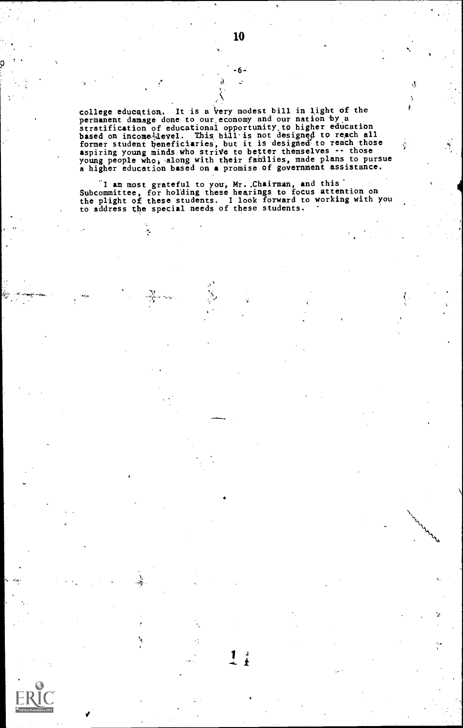college education. It is a very modest bill in light of the permanent damage done to our economy and our nation by a stratification of educational opportunity to higher education based on income level. This bill is not designed to reach all former student beneficiaries, but it is designed to reach those aspiring young minds who strive to better themselves -- those young people who, along with their families, made plans to pursue a higher education based on a promise of government assistance.

I am most grateful to you, Mr. Chairman, and this Subcommittee, for holding these hearings to focus attention on the plight of these students. I look forward to working with you to address the special needs of these students.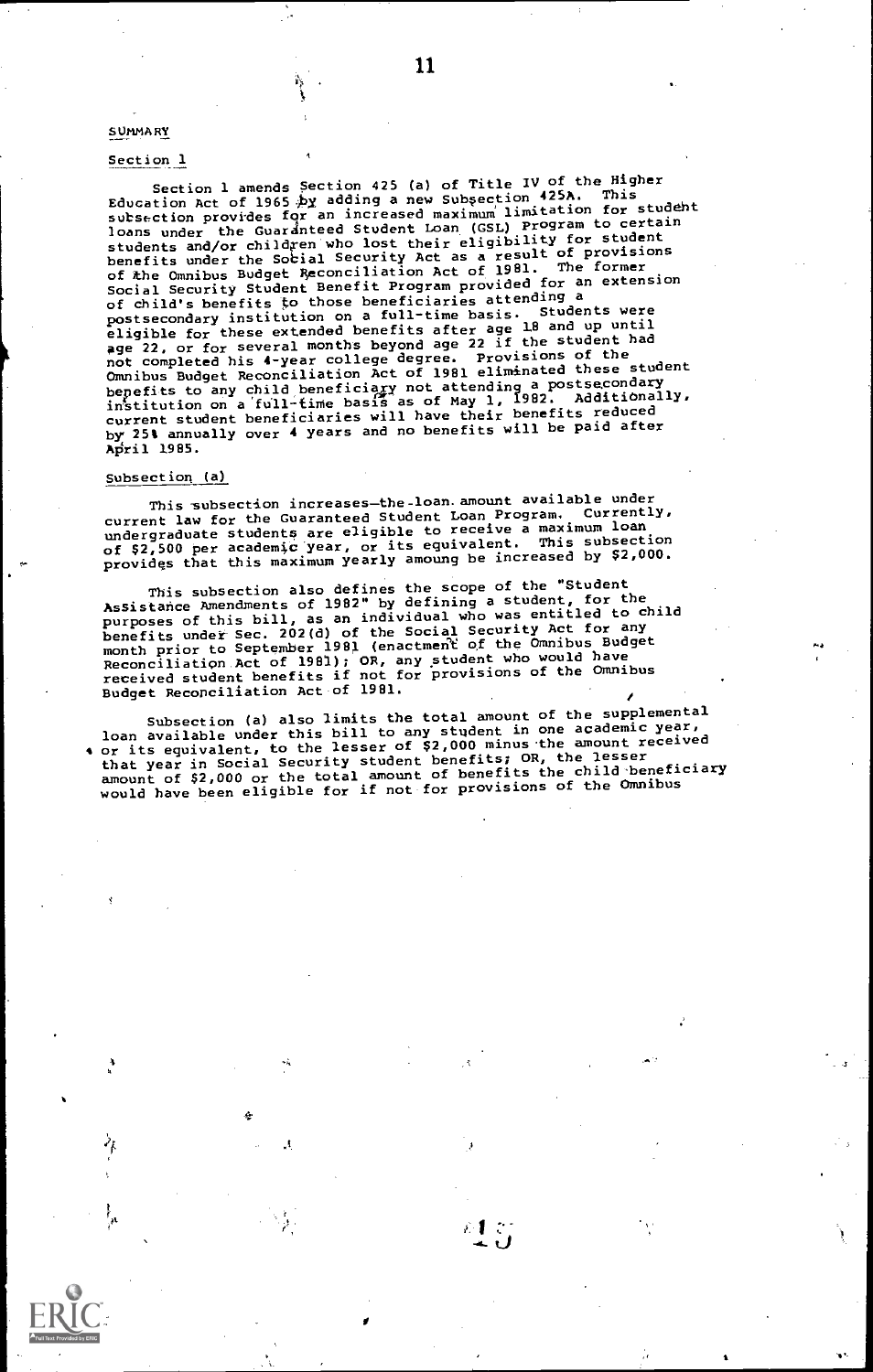SUMMARY

Section 1

Section 1 amends Section 425 (a) of Title IV of the Higher Education Act of 1965 by adding a new Subsection 425A. This subsection provides for an increased maximum limitation for student loans under the Guaranteed Student Loan (GSL) Program to certain students and/or children who lost their eligibility for student benefits under the Social Security Act as a result of provisions of the Omnibus Budget Reconciliation Act of 1981. The former Social Security Student Benefit Program provided for an extension of child's benefits to those beneficiaries attending a postsecondary institution on a full-time basis. Students were eligible for these extended benefits after age 18 and up until age 22, or for several months beyond age 22 if the student had not completed his 4-year college degree. Provisions of the Omnibus Budget Reconciliation Act of 1981 eliminated these student benefits to any child beneficiary not attending a postsecondary institution on a full-time basis as of May 1, 1982. Additionally, current student beneficiaries will have their benefits reduced by 25% annually over 4 years and no benefits will be paid after April 1985.

Subsection (a)

This subsection increases the loan amount available under current law for the Guaranteed Student Loan Program. Currently, undergraduate students are eligible to receive a maximum loan of $2,500 per academic year, or its equivalent. This subsection provides that this maximum yearly amoung be increased by $2,000.

This subsection also defines the scope of the "Student Assistance Amendments of 1982" by defining a student, for the purposes of this bill, as an individual who was entitled to child benefits under Sec. 202(d) of the Social Security Act for any month prior to September 1981 (enactment of the Omnibus Budget Reconciliation Act of 1981); OR, any student who would have received student benefits if not for provisions of the Omnibus Budget Reconciliation Act of 1981.

Subsection (a) also limits the total amount of the supplemental loan available under this bill to any student in one academic year, or its equivalent, to the lesser of $2,000 minus the amount received that year in Social Security student benefits; OR, the lesser amount of $2,000 or the total amount of benefits the child beneficiary would have been eligible for if not for provisions of the Omnibus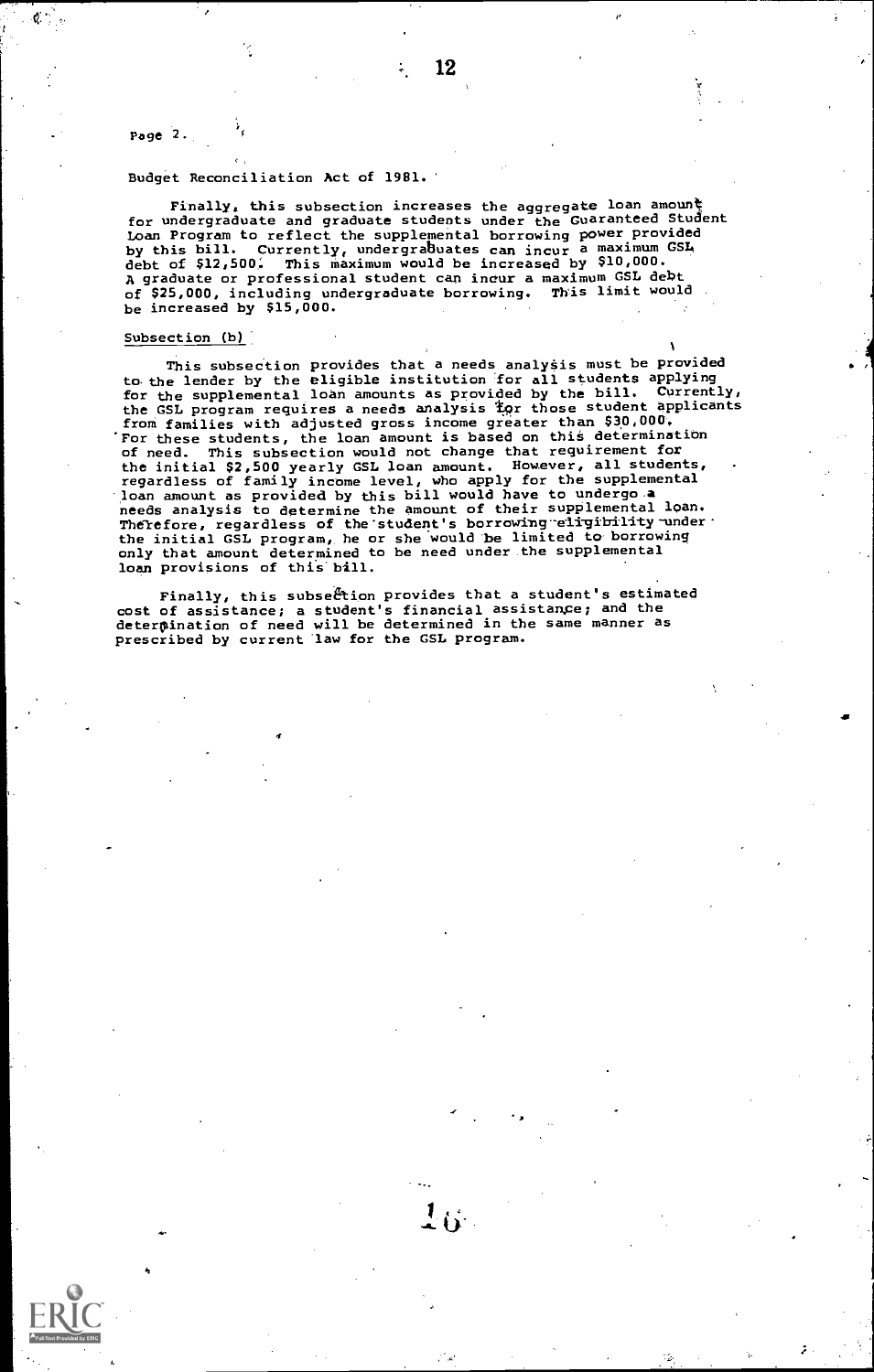Budget Reconciliation Act of 1981.

Finally, this subsection increases the aggregate loan amount for undergraduate and graduate students under the Guaranteed Student Loan Program to reflect the supplemental borrowing power provided by this bill. Currently, undergraduates can incur a maximum GSL debt of $12,500. This maximum would be increased by $10,000. A graduate or professional student can incur a maximum GSL debt of $25,000, including undergraduate borrowing. This limit would be increased by $15,000.

Subsection (b)

This subsection provides that a needs analysis must be provided to the lender by the eligible institution for all students applying for the supplemental loan amounts as provided by the bill. Currently, the GSL program requires a needs analysis for those student applicants from families with adjusted gross income greater than $30,000. For these students, the loan amount is based on this determination of need. This subsection would not change that requirement for the initial $2,500 yearly GSL loan amount. However, all students, regardless of family income level, who apply for the supplemental loan amount as provided by this bill would have to undergo a needs analysis to determine the amount of their supplemental loan. Therefore, regardless of the student's borrowing eligibility under the initial GSL program, he or she would be limited to borrowing only that amount determined to be need under the supplemental loan provisions of this bill.

Finally, this subsection provides that a student's estimated cost of assistance; a student's financial assistance; and the determination of need will be determined in the same manner as prescribed by current law for the GSL program.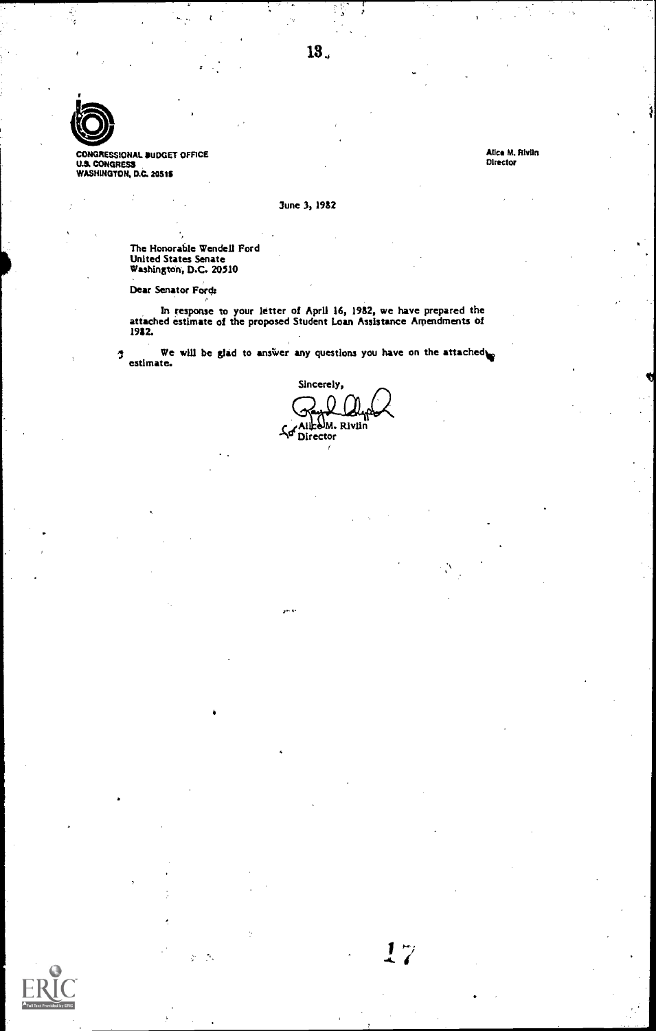CONGRESSIONAL BUDGET OFFICE
U.S. CONGRESS
WASHINGTON, D.C. 20515

Alice M. Rivlin
Director

June 3, 1982

The Honorable Wendell Ford
United States Senate
Washington, D.C. 20510

Dear Senator Ford:

In response to your letter of April 16, 1982, we have prepared the attached estimate of the proposed Student Loan Assistance Amendments of 1982.

We will be glad to answer any questions you have on the attached estimate.

Sincerely,

for Alice M. Rivlin
Director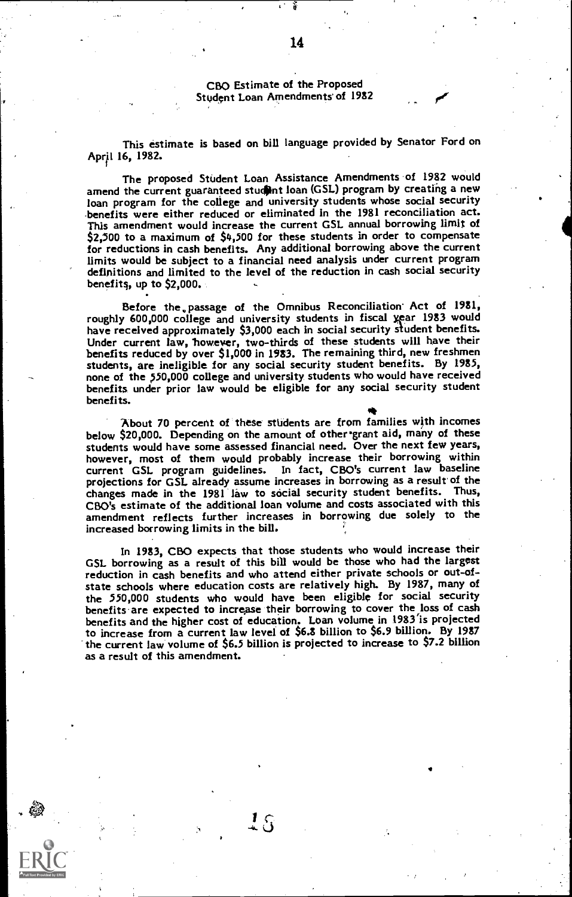## CBO Estimate of the Proposed Student Loan Amendments of 1982

This estimate is based on bill language provided by Senator Ford on April 16, 1982.

The proposed Student Loan Assistance Amendments of 1982 would amend the current guaranteed student loan (GSL) program by creating a new loan program for the college and university students whose social security benefits were either reduced or eliminated in the 1981 reconciliation act. This amendment would increase the current GSL annual borrowing limit of $2,500 to a maximum of $4,500 for these students in order to compensate for reductions in cash benefits. Any additional borrowing above the current limits would be subject to a financial need analysis under current program definitions and limited to the level of the reduction in cash social security benefits, up to $2,000.

Before the passage of the Omnibus Reconciliation Act of 1981, roughly 600,000 college and university students in fiscal year 1983 would have received approximately $3,000 each in social security student benefits. Under current law, however, two-thirds of these students will have their benefits reduced by over $1,000 in 1983. The remaining third, new freshmen students, are ineligible for any social security student benefits. By 1985, none of the 550,000 college and university students who would have received benefits under prior law would be eligible for any social security student benefits.

About 70 percent of these students are from families with incomes below $20,000. Depending on the amount of other grant aid, many of these students would have some assessed financial need. Over the next few years, however, most of them would probably increase their borrowing within current GSL program guidelines. In fact, CBO's current law baseline projections for GSL already assume increases in borrowing as a result of the changes made in the 1981 law to social security student benefits. Thus, CBO's estimate of the additional loan volume and costs associated with this amendment reflects further increases in borrowing due solely to the increased borrowing limits in the bill.

In 1983, CBO expects that those students who would increase their GSL borrowing as a result of this bill would be those who had the largest reduction in cash benefits and who attend either private schools or out-of-state schools where education costs are relatively high. By 1987, many of the 550,000 students who would have been eligible for social security benefits are expected to increase their borrowing to cover the loss of cash benefits and the higher cost of education. Loan volume in 1983 is projected to increase from a current law level of $6.8 billion to $6.9 billion. By 1987 the current law volume of $6.5 billion is projected to increase to $7.2 billion as a result of this amendment.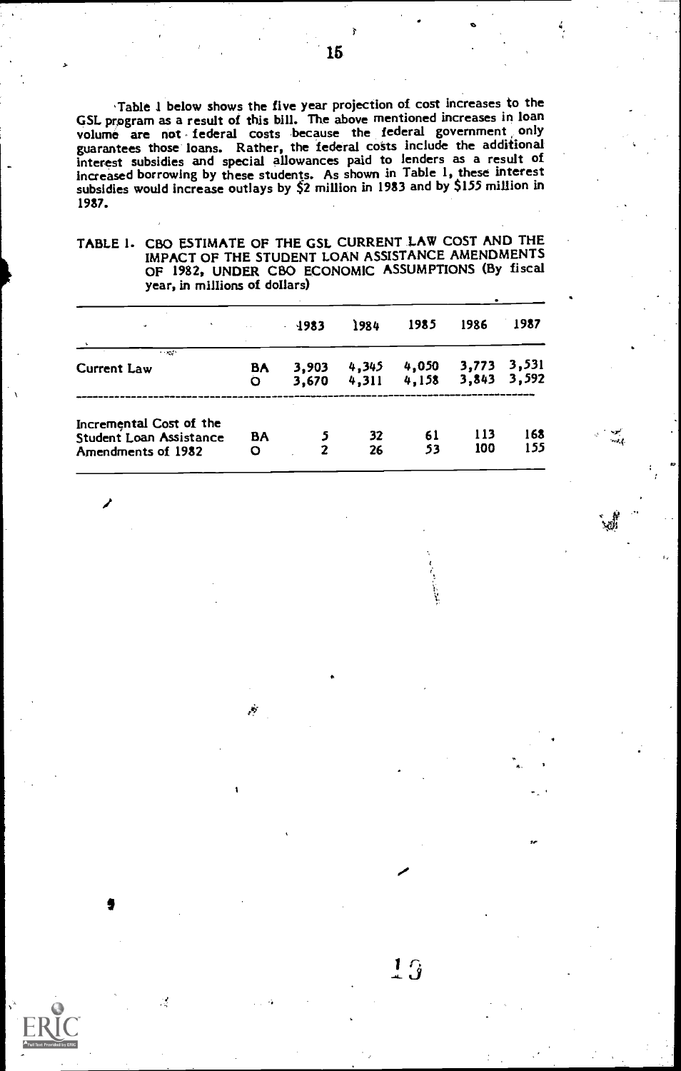Table 1 below shows the five year projection of cost increases to the GSL program as a result of this bill. The above mentioned increases in loan volume are not federal costs because the federal government only guarantees those loans. Rather, the federal costs include the additional interest subsidies and special allowances paid to lenders as a result of increased borrowing by these students. As shown in Table 1, these interest subsidies would increase outlays by $2 million in 1983 and by $155 million in 1987.

TABLE 1. CBO ESTIMATE OF THE GSL CURRENT LAW COST AND THE IMPACT OF THE STUDENT LOAN ASSISTANCE AMENDMENTS OF 1982, UNDER CBO ECONOMIC ASSUMPTIONS (By fiscal year, in millions of dollars)

| | | 1983 | 1984 | 1985 | 1986 | 1987 |
|---|---|---|---|---|---|---|
| Current Law | BA | 3,903 | 4,345 | 4,050 | 3,773 | 3,531 |
| | O | 3,670 | 4,311 | 4,158 | 3,843 | 3,592 |
| Incremental Cost of the Student Loan Assistance Amendments of 1982 | BA | 5 | 32 | 61 | 113 | 168 |
| | O | 2 | 26 | 53 | 100 | 155 |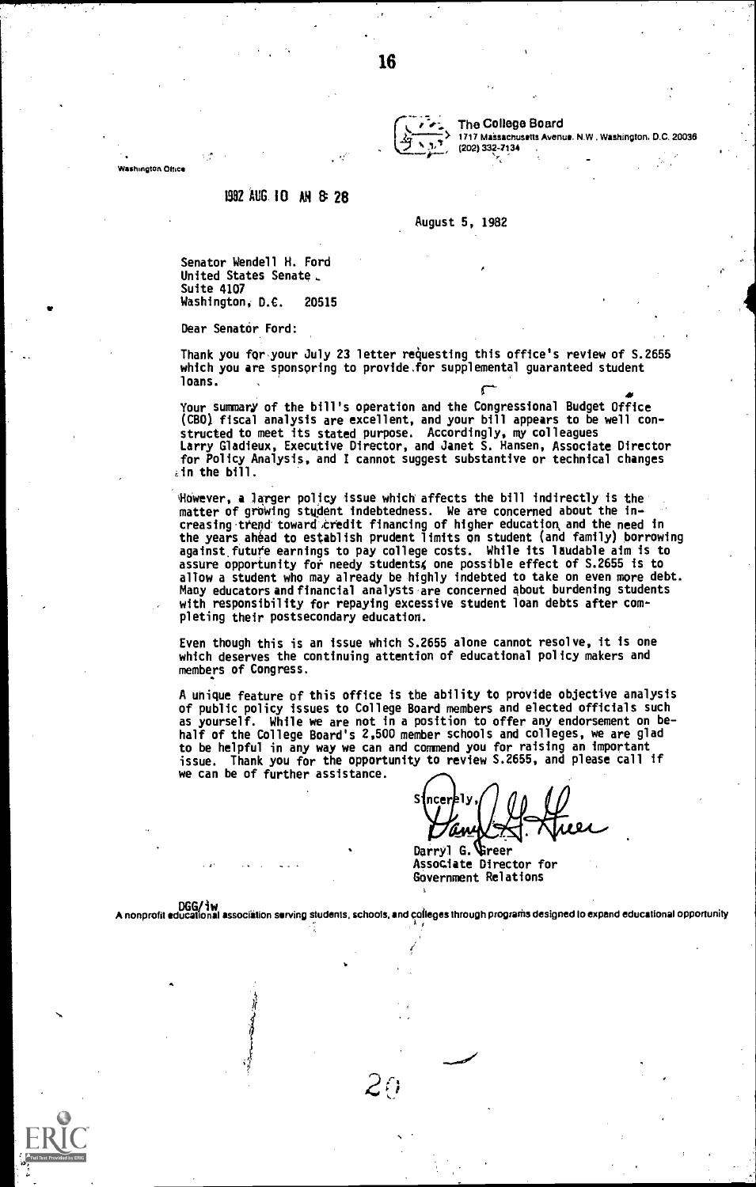The College Board
1717 Massachusetts Avenue, N.W., Washington, D.C. 20036
(202) 332-7134

Washington Office

1982 AUG 10 AM 8 28

August 5, 1982

Senator Wendell H. Ford
United States Senate
Suite 4107
Washington, D.C. 20515

Dear Senator Ford:

Thank you for your July 23 letter requesting this office's review of S.2655 which you are sponsoring to provide for supplemental guaranteed student loans.

Your summary of the bill's operation and the Congressional Budget Office (CBO) fiscal analysis are excellent, and your bill appears to be well constructed to meet its stated purpose. Accordingly, my colleagues Larry Gladieux, Executive Director, and Janet S. Hansen, Associate Director for Policy Analysis, and I cannot suggest substantive or technical changes in the bill.

However, a larger policy issue which affects the bill indirectly is the matter of growing student indebtedness. We are concerned about the increasing trend toward credit financing of higher education and the need in the years ahead to establish prudent limits on student (and family) borrowing against future earnings to pay college costs. While its laudable aim is to assure opportunity for needy students, one possible effect of S.2655 is to allow a student who may already be highly indebted to take on even more debt. Many educators and financial analysts are concerned about burdening students with responsibility for repaying excessive student loan debts after completing their postsecondary education.

Even though this is an issue which S.2655 alone cannot resolve, it is one which deserves the continuing attention of educational policy makers and members of Congress.

A unique feature of this office is the ability to provide objective analysis of public policy issues to College Board members and elected officials such as yourself. While we are not in a position to offer any endorsement on behalf of the College Board's 2,500 member schools and colleges, we are glad to be helpful in any way we can and commend you for raising an important issue. Thank you for the opportunity to review S.2655, and please call if we can be of further assistance.

Sincerely,

Darryl G. Greer
Associate Director for
Government Relations

DGG/jw

A nonprofit educational association serving students, schools, and colleges through programs designed to expand educational opportunity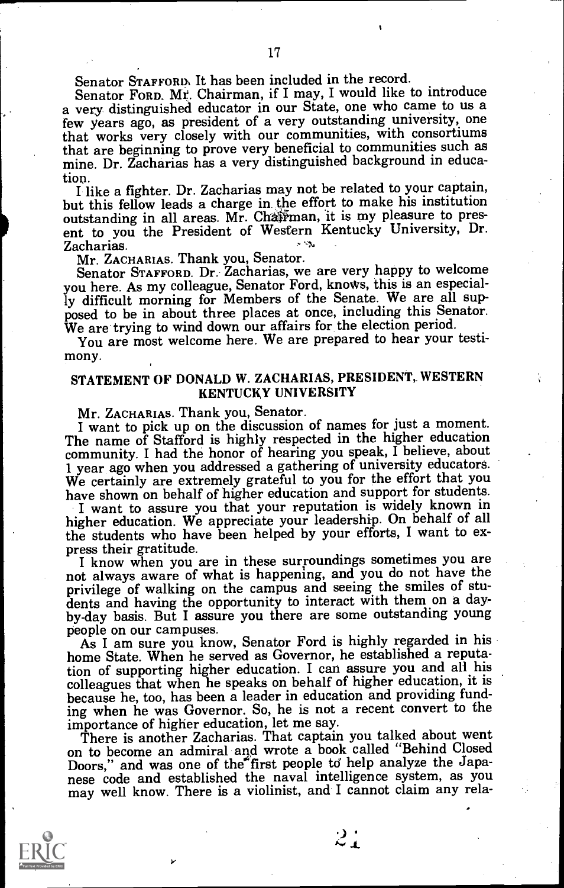Senator STAFFORD. It has been included in the record.

Senator FORD. Mr. Chairman, if I may, I would like to introduce a very distinguished educator in our State, one who came to us a few years ago, as president of a very outstanding university, one that works very closely with our communities, with consortiums that are beginning to prove very beneficial to communities such as mine. Dr. Zacharias has a very distinguished background in education.

I like a fighter. Dr. Zacharias may not be related to your captain, but this fellow leads a charge in the effort to make his institution outstanding in all areas. Mr. Chairman, it is my pleasure to present to you the President of Western Kentucky University, Dr. Zacharias.

Mr. ZACHARIAS. Thank you, Senator.

Senator STAFFORD. Dr. Zacharias, we are very happy to welcome you here. As my colleague, Senator Ford, knows, this is an especially difficult morning for Members of the Senate. We are all supposed to be in about three places at once, including this Senator. We are trying to wind down our affairs for the election period.

You are most welcome here. We are prepared to hear your testimony.

## STATEMENT OF DONALD W. ZACHARIAS, PRESIDENT, WESTERN KENTUCKY UNIVERSITY

Mr. ZACHARIAS. Thank you, Senator.

I want to pick up on the discussion of names for just a moment. The name of Stafford is highly respected in the higher education community. I had the honor of hearing you speak, I believe, about 1 year ago when you addressed a gathering of university educators. We certainly are extremely grateful to you for the effort that you have shown on behalf of higher education and support for students.

I want to assure you that your reputation is widely known in higher education. We appreciate your leadership. On behalf of all the students who have been helped by your efforts, I want to express their gratitude.

I know when you are in these surroundings sometimes you are not always aware of what is happening, and you do not have the privilege of walking on the campus and seeing the smiles of students and having the opportunity to interact with them on a day-by-day basis. But I assure you there are some outstanding young people on our campuses.

As I am sure you know, Senator Ford is highly regarded in his home State. When he served as Governor, he established a reputation of supporting higher education. I can assure you and all his colleagues that when he speaks on behalf of higher education, it is because he, too, has been a leader in education and providing funding when he was Governor. So, he is not a recent convert to the importance of higher education, let me say.

There is another Zacharias. That captain you talked about went on to become an admiral and wrote a book called "Behind Closed Doors," and was one of the first people to help analyze the Japanese code and established the naval intelligence system, as you may well know. There is a violinist, and I cannot claim any rela-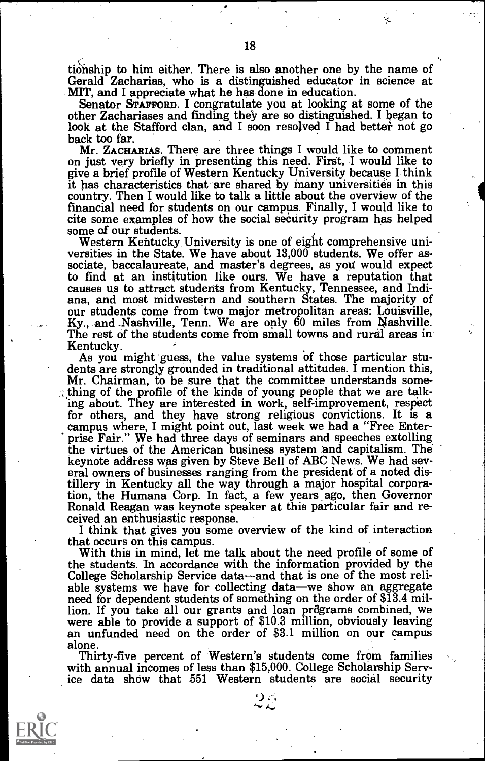tionship to him either. There is also another one by the name of Gerald Zacharias, who is a distinguished educator in science at MIT, and I appreciate what he has done in education.

Senator STAFFORD. I congratulate you at looking at some of the other Zachariases and finding they are so distinguished. I began to look at the Stafford clan, and I soon resolved I had better not go back too far.

Mr. ZACHARIAS. There are three things I would like to comment on just very briefly in presenting this need. First, I would like to give a brief profile of Western Kentucky University because I think it has characteristics that are shared by many universities in this country. Then I would like to talk a little about the overview of the financial need for students on our campus. Finally, I would like to cite some examples of how the social security program has helped some of our students.

Western Kentucky University is one of eight comprehensive universities in the State. We have about 13,000 students. We offer associate, baccalaureate, and master's degrees, as you would expect to find at an institution like ours. We have a reputation that causes us to attract students from Kentucky, Tennessee, and Indiana, and most midwestern and southern States. The majority of our students come from two major metropolitan areas: Louisville, Ky., and Nashville, Tenn. We are only 60 miles from Nashville. The rest of the students come from small towns and rural areas in Kentucky.

As you might guess, the value systems of those particular students are strongly grounded in traditional attitudes. I mention this, Mr. Chairman, to be sure that the committee understands something of the profile of the kinds of young people that we are talking about. They are interested in work, self-improvement, respect for others, and they have strong religious convictions. It is a campus where, I might point out, last week we had a "Free Enterprise Fair." We had three days of seminars and speeches extolling the virtues of the American business system and capitalism. The keynote address was given by Steve Bell of ABC News. We had several owners of businesses ranging from the president of a noted distillery in Kentucky all the way through a major hospital corporation, the Humana Corp. In fact, a few years ago, then Governor Ronald Reagan was keynote speaker at this particular fair and received an enthusiastic response.

I think that gives you some overview of the kind of interaction that occurs on this campus.

With this in mind, let me talk about the need profile of some of the students. In accordance with the information provided by the College Scholarship Service data—and that is one of the most reliable systems we have for collecting data—we show an aggregate need for dependent students of something on the order of $13.4 million. If you take all our grants and loan programs combined, we were able to provide a support of $10.3 million, obviously leaving an unfunded need on the order of $3.1 million on our campus alone.

Thirty-five percent of Western's students come from families with annual incomes of less than $15,000. College Scholarship Service data show that 551 Western students are social security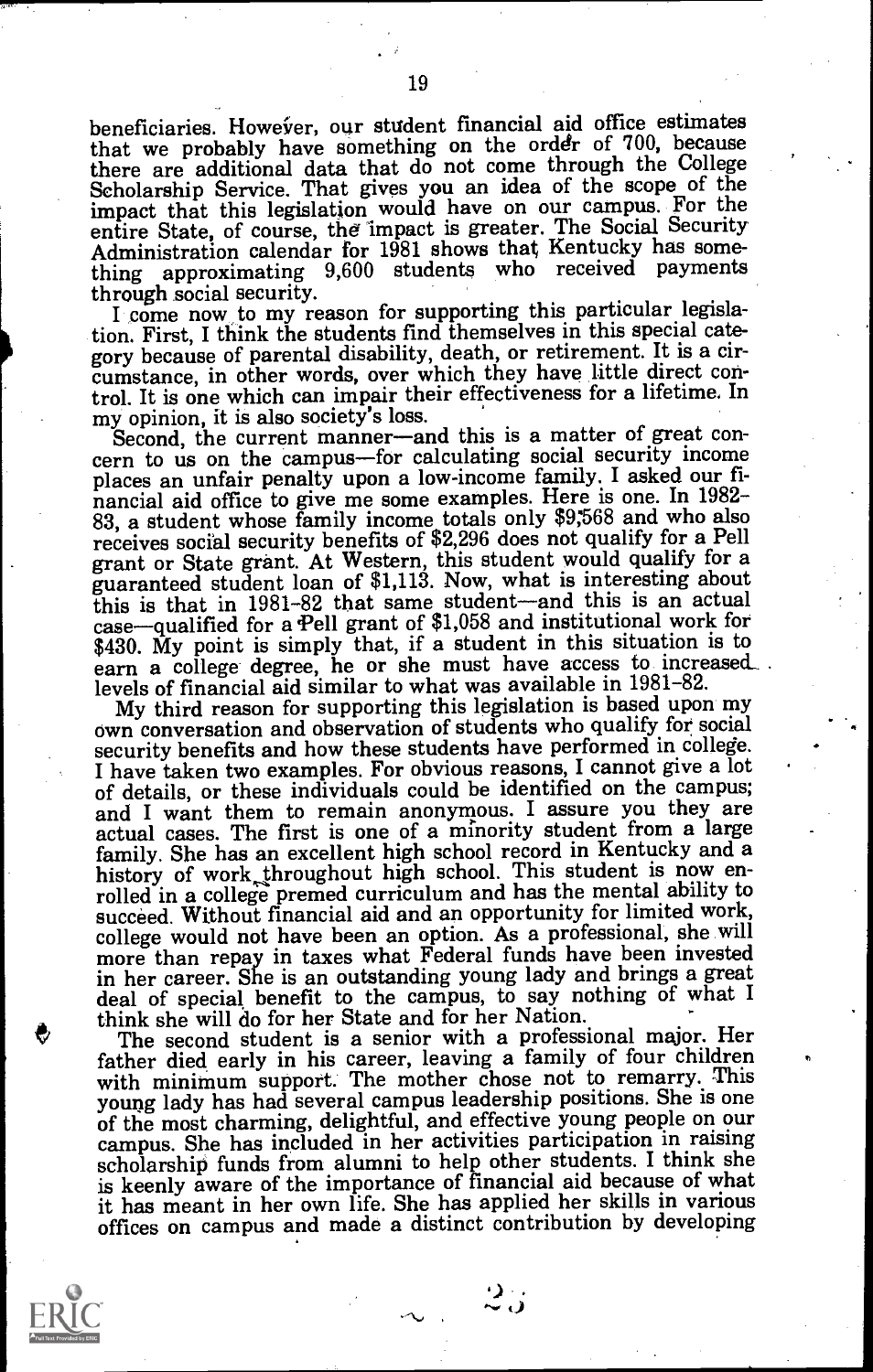beneficiaries. However, our student financial aid office estimates that we probably have something on the order of 700, because there are additional data that do not come through the College Scholarship Service. That gives you an idea of the scope of the impact that this legislation would have on our campus. For the entire State, of course, the impact is greater. The Social Security Administration calendar for 1981 shows that Kentucky has something approximating 9,600 students who received payments through social security.

I come now to my reason for supporting this particular legislation. First, I think the students find themselves in this special category because of parental disability, death, or retirement. It is a circumstance, in other words, over which they have little direct control. It is one which can impair their effectiveness for a lifetime. In my opinion, it is also society's loss.

Second, the current manner—and this is a matter of great concern to us on the campus—for calculating social security income places an unfair penalty upon a low-income family. I asked our financial aid office to give me some examples. Here is one. In 1982–83, a student whose family income totals only $9,568 and who also receives social security benefits of $2,296 does not qualify for a Pell grant or State grant. At Western, this student would qualify for a guaranteed student loan of $1,113. Now, what is interesting about this is that in 1981–82 that same student—and this is an actual case—qualified for a Pell grant of $1,058 and institutional work for $430. My point is simply that, if a student in this situation is to earn a college degree, he or she must have access to increased levels of financial aid similar to what was available in 1981–82.

My third reason for supporting this legislation is based upon my own conversation and observation of students who qualify for social security benefits and how these students have performed in college. I have taken two examples. For obvious reasons, I cannot give a lot of details, or these individuals could be identified on the campus; and I want them to remain anonymous. I assure you they are actual cases. The first is one of a minority student from a large family. She has an excellent high school record in Kentucky and a history of work throughout high school. This student is now enrolled in a college premed curriculum and has the mental ability to succeed. Without financial aid and an opportunity for limited work, college would not have been an option. As a professional, she will more than repay in taxes what Federal funds have been invested in her career. She is an outstanding young lady and brings a great deal of special benefit to the campus, to say nothing of what I think she will do for her State and for her Nation.

The second student is a senior with a professional major. Her father died early in his career, leaving a family of four children with minimum support. The mother chose not to remarry. This young lady has had several campus leadership positions. She is one of the most charming, delightful, and effective young people on our campus. She has included in her activities participation in raising scholarship funds from alumni to help other students. I think she is keenly aware of the importance of financial aid because of what it has meant in her own life. She has applied her skills in various offices on campus and made a distinct contribution by developing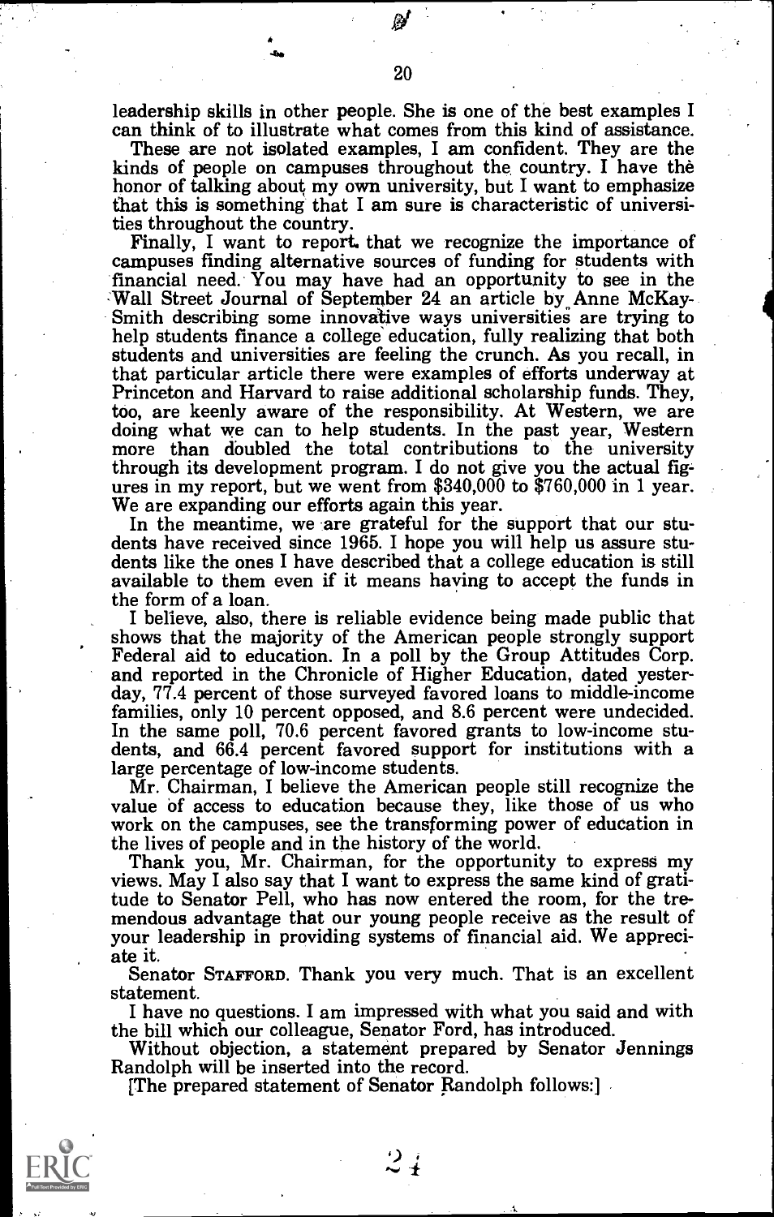leadership skills in other people. She is one of the best examples I can think of to illustrate what comes from this kind of assistance.

These are not isolated examples, I am confident. They are the kinds of people on campuses throughout the country. I have the honor of talking about my own university, but I want to emphasize that this is something that I am sure is characteristic of universities throughout the country.

Finally, I want to report that we recognize the importance of campuses finding alternative sources of funding for students with financial need. You may have had an opportunity to see in the Wall Street Journal of September 24 an article by Anne McKay-Smith describing some innovative ways universities are trying to help students finance a college education, fully realizing that both students and universities are feeling the crunch. As you recall, in that particular article there were examples of efforts underway at Princeton and Harvard to raise additional scholarship funds. They, too, are keenly aware of the responsibility. At Western, we are doing what we can to help students. In the past year, Western more than doubled the total contributions to the university through its development program. I do not give you the actual figures in my report, but we went from $340,000 to $760,000 in 1 year. We are expanding our efforts again this year.

In the meantime, we are grateful for the support that our students have received since 1965. I hope you will help us assure students like the ones I have described that a college education is still available to them even if it means having to accept the funds in the form of a loan.

I believe, also, there is reliable evidence being made public that shows that the majority of the American people strongly support Federal aid to education. In a poll by the Group Attitudes Corp. and reported in the Chronicle of Higher Education, dated yesterday, 77.4 percent of those surveyed favored loans to middle-income families, only 10 percent opposed, and 8.6 percent were undecided. In the same poll, 70.6 percent favored grants to low-income students, and 66.4 percent favored support for institutions with a large percentage of low-income students.

Mr. Chairman, I believe the American people still recognize the value of access to education because they, like those of us who work on the campuses, see the transforming power of education in the lives of people and in the history of the world.

Thank you, Mr. Chairman, for the opportunity to express my views. May I also say that I want to express the same kind of gratitude to Senator Pell, who has now entered the room, for the tremendous advantage that our young people receive as the result of your leadership in providing systems of financial aid. We appreciate it.

Senator STAFFORD. Thank you very much. That is an excellent statement.

I have no questions. I am impressed with what you said and with the bill which our colleague, Senator Ford, has introduced.

Without objection, a statement prepared by Senator Jennings Randolph will be inserted into the record.

[The prepared statement of Senator Randolph follows:]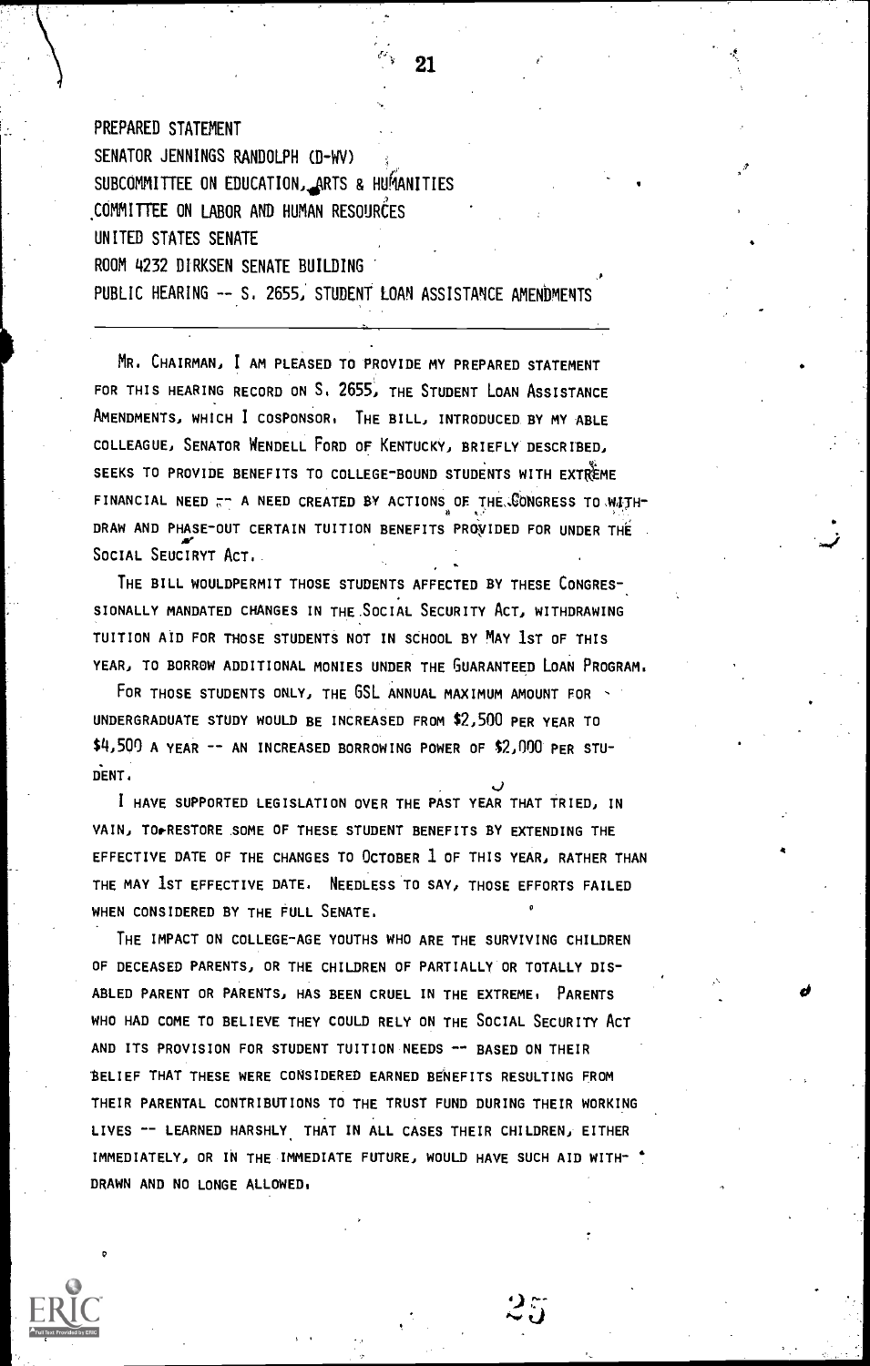PREPARED STATEMENT
SENATOR JENNINGS RANDOLPH (D-WV)
SUBCOMMITTEE ON EDUCATION, ARTS & HUMANITIES
COMMITTEE ON LABOR AND HUMAN RESOURCES
UNITED STATES SENATE
ROOM 4232 DIRKSEN SENATE BUILDING
PUBLIC HEARING -- S. 2655, STUDENT LOAN ASSISTANCE AMENDMENTS

---

MR. CHAIRMAN, I AM PLEASED TO PROVIDE MY PREPARED STATEMENT FOR THIS HEARING RECORD ON S. 2655, THE STUDENT LOAN ASSISTANCE AMENDMENTS, WHICH I COSPONSOR. THE BILL, INTRODUCED BY MY ABLE COLLEAGUE, SENATOR WENDELL FORD OF KENTUCKY, BRIEFLY DESCRIBED, SEEKS TO PROVIDE BENEFITS TO COLLEGE-BOUND STUDENTS WITH EXTREME FINANCIAL NEED -- A NEED CREATED BY ACTIONS OF THE CONGRESS TO WITHDRAW AND PHASE-OUT CERTAIN TUITION BENEFITS PROVIDED FOR UNDER THE SOCIAL SEUCIRYT ACT.

THE BILL WOULDPERMIT THOSE STUDENTS AFFECTED BY THESE CONGRESSIONALLY MANDATED CHANGES IN THE SOCIAL SECURITY ACT, WITHDRAWING TUITION AID FOR THOSE STUDENTS NOT IN SCHOOL BY MAY 1ST OF THIS YEAR, TO BORROW ADDITIONAL MONIES UNDER THE GUARANTEED LOAN PROGRAM.

FOR THOSE STUDENTS ONLY, THE GSL ANNUAL MAXIMUM AMOUNT FOR UNDERGRADUATE STUDY WOULD BE INCREASED FROM $2,500 PER YEAR TO $4,500 A YEAR -- AN INCREASED BORROWING POWER OF $2,000 PER STUDENT.

I HAVE SUPPORTED LEGISLATION OVER THE PAST YEAR THAT TRIED, IN VAIN, TO RESTORE SOME OF THESE STUDENT BENEFITS BY EXTENDING THE EFFECTIVE DATE OF THE CHANGES TO OCTOBER 1 OF THIS YEAR, RATHER THAN THE MAY 1ST EFFECTIVE DATE. NEEDLESS TO SAY, THOSE EFFORTS FAILED WHEN CONSIDERED BY THE FULL SENATE.

THE IMPACT ON COLLEGE-AGE YOUTHS WHO ARE THE SURVIVING CHILDREN OF DECEASED PARENTS, OR THE CHILDREN OF PARTIALLY OR TOTALLY DISABLED PARENT OR PARENTS, HAS BEEN CRUEL IN THE EXTREME. PARENTS WHO HAD COME TO BELIEVE THEY COULD RELY ON THE SOCIAL SECURITY ACT AND ITS PROVISION FOR STUDENT TUITION NEEDS -- BASED ON THEIR BELIEF THAT THESE WERE CONSIDERED EARNED BENEFITS RESULTING FROM THEIR PARENTAL CONTRIBUTIONS TO THE TRUST FUND DURING THEIR WORKING LIVES -- LEARNED HARSHLY THAT IN ALL CASES THEIR CHILDREN, EITHER IMMEDIATELY, OR IN THE IMMEDIATE FUTURE, WOULD HAVE SUCH AID WITHDRAWN AND NO LONGE ALLOWED.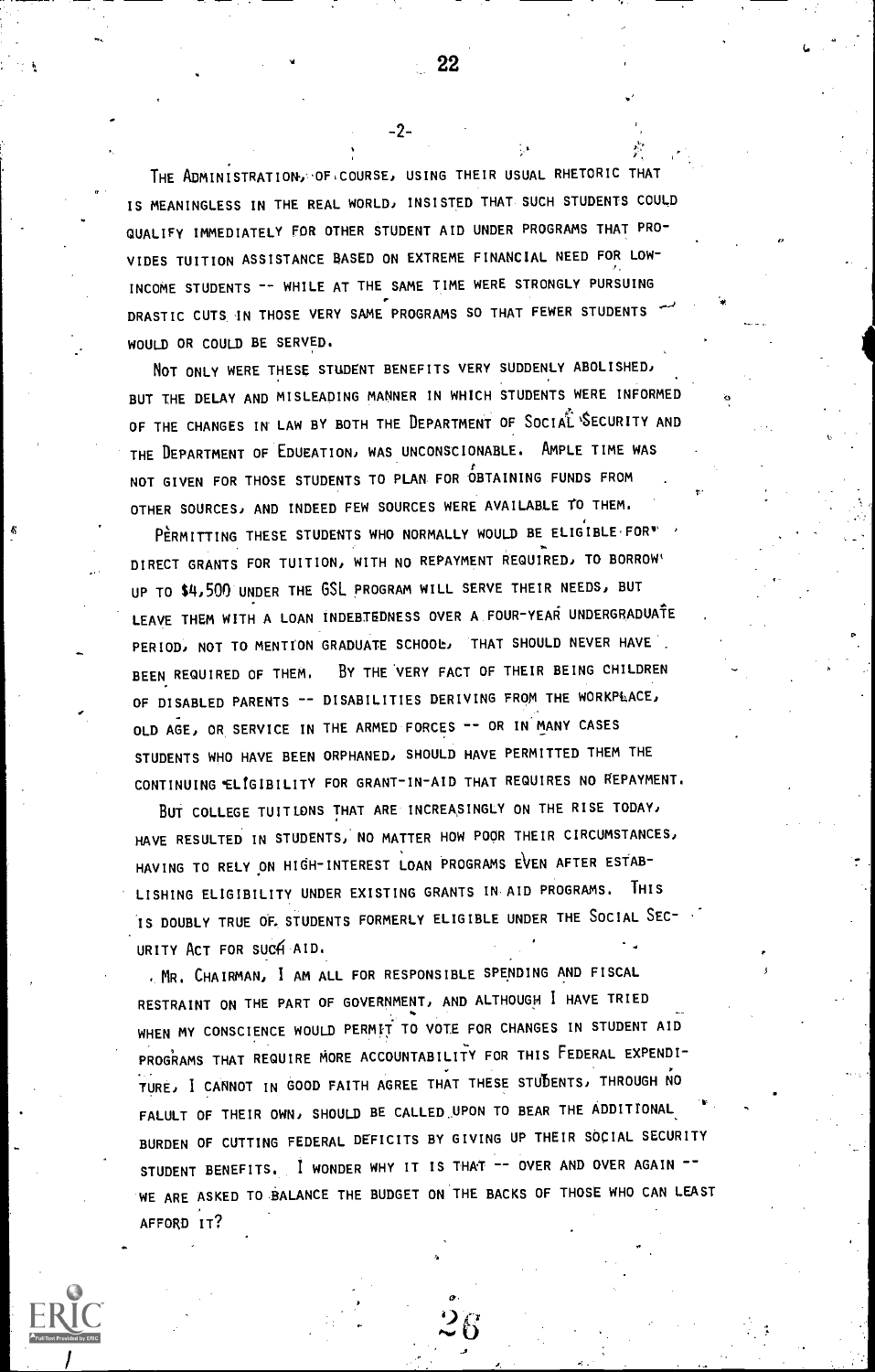-2-

THE ADMINISTRATION, OF COURSE, USING THEIR USUAL RHETORIC THAT IS MEANINGLESS IN THE REAL WORLD, INSISTED THAT SUCH STUDENTS COULD QUALIFY IMMEDIATELY FOR OTHER STUDENT AID UNDER PROGRAMS THAT PROVIDES TUITION ASSISTANCE BASED ON EXTREME FINANCIAL NEED FOR LOW-INCOME STUDENTS -- WHILE AT THE SAME TIME WERE STRONGLY PURSUING DRASTIC CUTS IN THOSE VERY SAME PROGRAMS SO THAT FEWER STUDENTS WOULD OR COULD BE SERVED.

NOT ONLY WERE THESE STUDENT BENEFITS VERY SUDDENLY ABOLISHED, BUT THE DELAY AND MISLEADING MANNER IN WHICH STUDENTS WERE INFORMED OF THE CHANGES IN LAW BY BOTH THE DEPARTMENT OF SOCIAL SECURITY AND THE DEPARTMENT OF EDUEATION, WAS UNCONSCIONABLE. AMPLE TIME WAS NOT GIVEN FOR THOSE STUDENTS TO PLAN FOR OBTAINING FUNDS FROM OTHER SOURCES, AND INDEED FEW SOURCES WERE AVAILABLE TO THEM.

PERMITTING THESE STUDENTS WHO NORMALLY WOULD BE ELIGIBLE FOR DIRECT GRANTS FOR TUITION, WITH NO REPAYMENT REQUIRED, TO BORROW UP TO $4,500 UNDER THE GSL PROGRAM WILL SERVE THEIR NEEDS, BUT LEAVE THEM WITH A LOAN INDEBTEDNESS OVER A FOUR-YEAR UNDERGRADUATE PERIOD, NOT TO MENTION GRADUATE SCHOOL, THAT SHOULD NEVER HAVE BEEN REQUIRED OF THEM. BY THE VERY FACT OF THEIR BEING CHILDREN OF DISABLED PARENTS -- DISABILITIES DERIVING FROM THE WORKPLACE, OLD AGE, OR SERVICE IN THE ARMED FORCES -- OR IN MANY CASES STUDENTS WHO HAVE BEEN ORPHANED, SHOULD HAVE PERMITTED THEM THE CONTINUING ELIGIBILITY FOR GRANT-IN-AID THAT REQUIRES NO REPAYMENT.

BUT COLLEGE TUITIONS THAT ARE INCREASINGLY ON THE RISE TODAY, HAVE RESULTED IN STUDENTS, NO MATTER HOW POOR THEIR CIRCUMSTANCES, HAVING TO RELY ON HIGH-INTEREST LOAN PROGRAMS EVEN AFTER ESTABLISHING ELIGIBILITY UNDER EXISTING GRANTS IN AID PROGRAMS. THIS IS DOUBLY TRUE OF STUDENTS FORMERLY ELIGIBLE UNDER THE SOCIAL SECURITY ACT FOR SUCH AID.

MR. CHAIRMAN, I AM ALL FOR RESPONSIBLE SPENDING AND FISCAL RESTRAINT ON THE PART OF GOVERNMENT, AND ALTHOUGH I HAVE TRIED WHEN MY CONSCIENCE WOULD PERMIT TO VOTE FOR CHANGES IN STUDENT AID PROGRAMS THAT REQUIRE MORE ACCOUNTABILITY FOR THIS FEDERAL EXPENDITURE, I CANNOT IN GOOD FAITH AGREE THAT THESE STUDENTS, THROUGH NO FALULT OF THEIR OWN, SHOULD BE CALLED UPON TO BEAR THE ADDITIONAL BURDEN OF CUTTING FEDERAL DEFICITS BY GIVING UP THEIR SOCIAL SECURITY STUDENT BENEFITS. I WONDER WHY IT IS THAT -- OVER AND OVER AGAIN -- WE ARE ASKED TO BALANCE THE BUDGET ON THE BACKS OF THOSE WHO CAN LEAST AFFORD IT?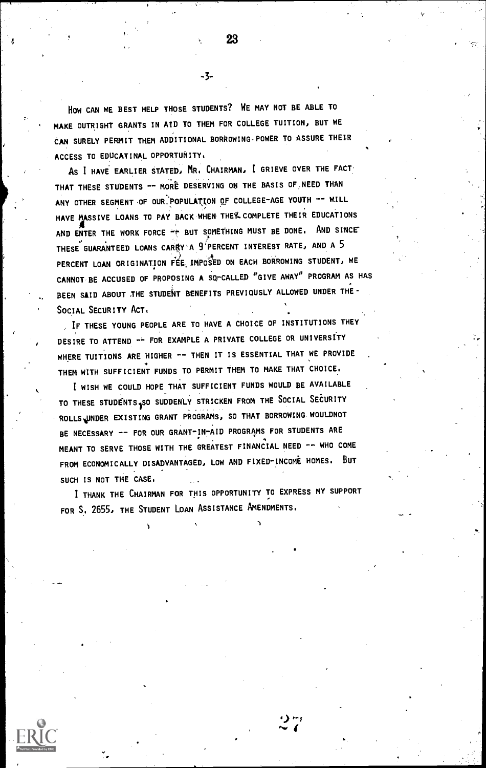HOW CAN WE BEST HELP THOSE STUDENTS? WE MAY NOT BE ABLE TO MAKE OUTRIGHT GRANTS IN AID TO THEM FOR COLLEGE TUITION, BUT WE CAN SURELY PERMIT THEM ADDITIONAL BORROWING POWER TO ASSURE THEIR ACCESS TO EDUCATINAL OPPORTUNITY.

AS I HAVE EARLIER STATED, MR. CHAIRMAN, I GRIEVE OVER THE FACT THAT THESE STUDENTS -- MORE DESERVING ON THE BASIS OF NEED THAN ANY OTHER SEGMENT OF OUR POPULATION OF COLLEGE-AGE YOUTH -- WILL HAVE MASSIVE LOANS TO PAY BACK WHEN THEY COMPLETE THEIR EDUCATIONS AND ENTER THE WORK FORCE -- BUT SOMETHING MUST BE DONE. AND SINCE THESE GUARANTEED LOANS CARRY A 9 PERCENT INTEREST RATE, AND A 5 PERCENT LOAN ORIGINATION FEE IMPOSED ON EACH BORROWING STUDENT, WE CANNOT BE ACCUSED OF PROPOSING A SO-CALLED "GIVE AWAY" PROGRAM AS HAS BEEN SAID ABOUT THE STUDENT BENEFITS PREVIOUSLY ALLOWED UNDER THE SOCIAL SECURITY ACT.

IF THESE YOUNG PEOPLE ARE TO HAVE A CHOICE OF INSTITUTIONS THEY DESIRE TO ATTEND -- FOR EXAMPLE A PRIVATE COLLEGE OR UNIVERSITY WHERE TUITIONS ARE HIGHER -- THEN IT IS ESSENTIAL THAT WE PROVIDE THEM WITH SUFFICIENT FUNDS TO PERMIT THEM TO MAKE THAT CHOICE.

I WISH WE COULD HOPE THAT SUFFICIENT FUNDS WOULD BE AVAILABLE TO THESE STUDENTS, SO SUDDENLY STRICKEN FROM THE SOCIAL SECURITY ROLLS UNDER EXISTING GRANT PROGRAMS, SO THAT BORROWING WOULDNOT BE NECESSARY -- FOR OUR GRANT-IN-AID PROGRAMS FOR STUDENTS ARE MEANT TO SERVE THOSE WITH THE GREATEST FINANCIAL NEED -- WHO COME FROM ECONOMICALLY DISADVANTAGED, LOW AND FIXED-INCOME HOMES. BUT SUCH IS NOT THE CASE.

I THANK THE CHAIRMAN FOR THIS OPPORTUNITY TO EXPRESS MY SUPPORT FOR S. 2655, THE STUDENT LOAN ASSISTANCE AMENDMENTS.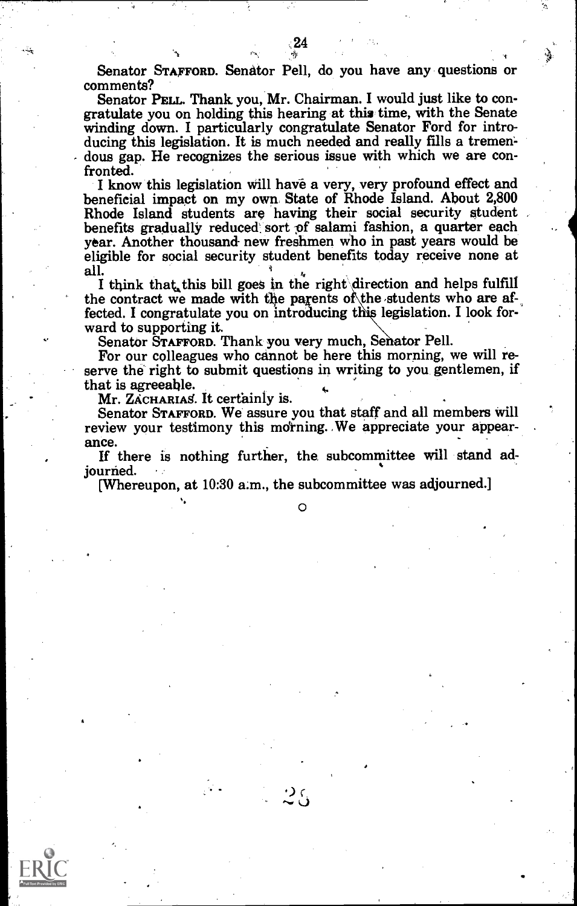Senator STAFFORD. Senator Pell, do you have any questions or comments?

Senator PELL. Thank you, Mr. Chairman. I would just like to congratulate you on holding this hearing at this time, with the Senate winding down. I particularly congratulate Senator Ford for introducing this legislation. It is much needed and really fills a tremendous gap. He recognizes the serious issue with which we are confronted.

I know this legislation will have a very, very profound effect and beneficial impact on my own State of Rhode Island. About 2,800 Rhode Island students are having their social security student benefits gradually reduced sort of salami fashion, a quarter each year. Another thousand new freshmen who in past years would be eligible for social security student benefits today receive none at all.

I think that this bill goes in the right direction and helps fulfill the contract we made with the parents of the students who are affected. I congratulate you on introducing this legislation. I look forward to supporting it.

Senator STAFFORD. Thank you very much, Senator Pell.

For our colleagues who cannot be here this morning, we will reserve the right to submit questions in writing to you gentlemen, if that is agreeable.

Mr. ZACHARIAS. It certainly is.

Senator STAFFORD. We assure you that staff and all members will review your testimony this morning. We appreciate your appearance.

If there is nothing further, the subcommittee will stand adjourned.

[Whereupon, at 10:30 a.m., the subcommittee was adjourned.]

○